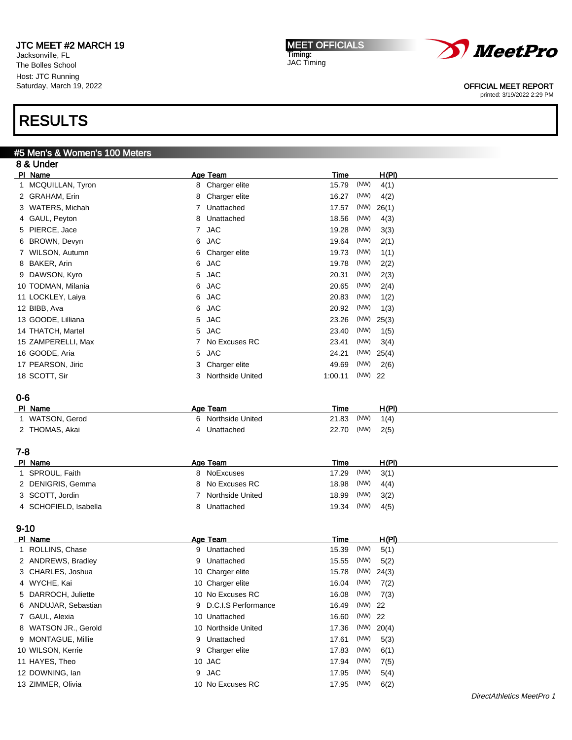JTC MEET #2 MARCH 19
Jacksonville, FL
The Bolles School
Host: JTC Running
Saturday, March 19, 2022

MEET OFFICIALS
Timing:
JAC Timing

OFFICIAL MEET REPORT
printed: 3/19/2022 2:29 PM

# RESULTS

## #5 Men's & Women's 100 Meters

### 8 & Under

| Pl | Name | Age | Team | Time | | H(Pl) |
|---|---|---|---|---|---|---|
| 1 | MCQUILLAN, Tyron | 8 | Charger elite | 15.79 | (NW) | 4(1) |
| 2 | GRAHAM, Erin | 8 | Charger elite | 16.27 | (NW) | 4(2) |
| 3 | WATERS, Michah | 7 | Unattached | 17.57 | (NW) | 26(1) |
| 4 | GAUL, Peyton | 8 | Unattached | 18.56 | (NW) | 4(3) |
| 5 | PIERCE, Jace | 7 | JAC | 19.28 | (NW) | 3(3) |
| 6 | BROWN, Devyn | 6 | JAC | 19.64 | (NW) | 2(1) |
| 7 | WILSON, Autumn | 6 | Charger elite | 19.73 | (NW) | 1(1) |
| 8 | BAKER, Arin | 6 | JAC | 19.78 | (NW) | 2(2) |
| 9 | DAWSON, Kyro | 5 | JAC | 20.31 | (NW) | 2(3) |
| 10 | TODMAN, Milania | 6 | JAC | 20.65 | (NW) | 2(4) |
| 11 | LOCKLEY, Laiya | 6 | JAC | 20.83 | (NW) | 1(2) |
| 12 | BIBB, Ava | 6 | JAC | 20.92 | (NW) | 1(3) |
| 13 | GOODE, Lilliana | 5 | JAC | 23.26 | (NW) | 25(3) |
| 14 | THATCH, Martel | 5 | JAC | 23.40 | (NW) | 1(5) |
| 15 | ZAMPERELLI, Max | 7 | No Excuses RC | 23.41 | (NW) | 3(4) |
| 16 | GOODE, Aria | 5 | JAC | 24.21 | (NW) | 25(4) |
| 17 | PEARSON, Jiric | 3 | Charger elite | 49.69 | (NW) | 2(6) |
| 18 | SCOTT, Sir | 3 | Northside United | 1:00.11 | (NW) | 22 |

### 0-6

| Pl | Name | Age | Team | Time | | H(Pl) |
|---|---|---|---|---|---|---|
| 1 | WATSON, Gerod | 6 | Northside United | 21.83 | (NW) | 1(4) |
| 2 | THOMAS, Akai | 4 | Unattached | 22.70 | (NW) | 2(5) |

### 7-8

| Pl | Name | Age | Team | Time | | H(Pl) |
|---|---|---|---|---|---|---|
| 1 | SPROUL, Faith | 8 | NoExcuses | 17.29 | (NW) | 3(1) |
| 2 | DENIGRIS, Gemma | 8 | No Excuses RC | 18.98 | (NW) | 4(4) |
| 3 | SCOTT, Jordin | 7 | Northside United | 18.99 | (NW) | 3(2) |
| 4 | SCHOFIELD, Isabella | 8 | Unattached | 19.34 | (NW) | 4(5) |

### 9-10

| Pl | Name | Age | Team | Time | | H(Pl) |
|---|---|---|---|---|---|---|
| 1 | ROLLINS, Chase | 9 | Unattached | 15.39 | (NW) | 5(1) |
| 2 | ANDREWS, Bradley | 9 | Unattached | 15.55 | (NW) | 5(2) |
| 3 | CHARLES, Joshua | 10 | Charger elite | 15.78 | (NW) | 24(3) |
| 4 | WYCHE, Kai | 10 | Charger elite | 16.04 | (NW) | 7(2) |
| 5 | DARROCH, Juliette | 10 | No Excuses RC | 16.08 | (NW) | 7(3) |
| 6 | ANDUJAR, Sebastian | 9 | D.C.I.S Performance | 16.49 | (NW) | 22 |
| 7 | GAUL, Alexia | 10 | Unattached | 16.60 | (NW) | 22 |
| 8 | WATSON JR., Gerold | 10 | Northside United | 17.36 | (NW) | 20(4) |
| 9 | MONTAGUE, Millie | 9 | Unattached | 17.61 | (NW) | 5(3) |
| 10 | WILSON, Kerrie | 9 | Charger elite | 17.83 | (NW) | 6(1) |
| 11 | HAYES, Theo | 10 | JAC | 17.94 | (NW) | 7(5) |
| 12 | DOWNING, Ian | 9 | JAC | 17.95 | (NW) | 5(4) |
| 13 | ZIMMER, Olivia | 10 | No Excuses RC | 17.95 | (NW) | 6(2) |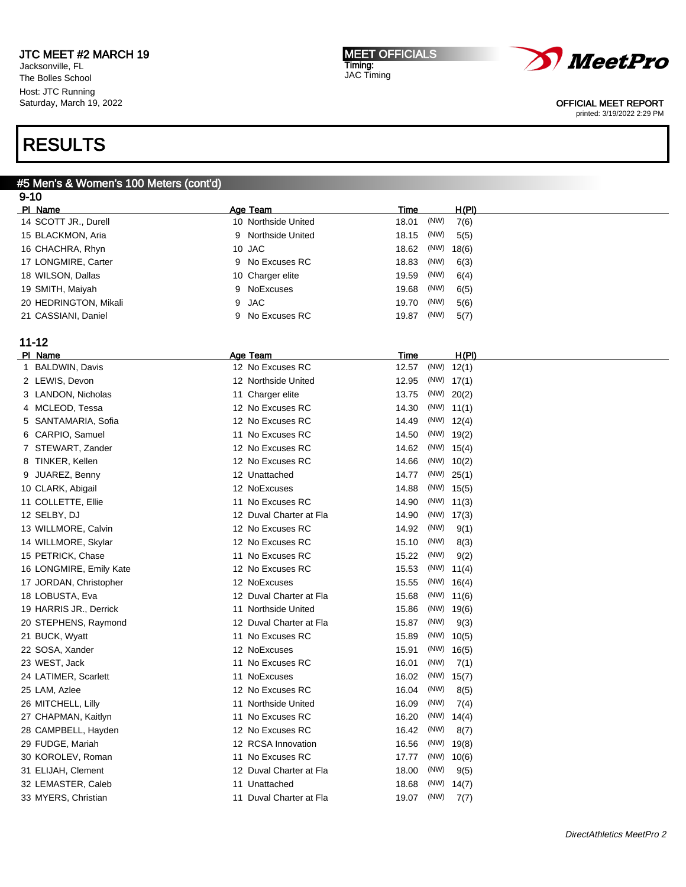JTC MEET #2 MARCH 19
Jacksonville, FL
The Bolles School
Host: JTC Running
Saturday, March 19, 2022

MEET OFFICIALS
Timing:
JAC Timing

OFFICIAL MEET REPORT
printed: 3/19/2022 2:29 PM

# RESULTS

## #5 Men's & Women's 100 Meters (cont'd)

### 9-10

| Pl | Name | Age | Team | Time | | H(Pl) |
|---|---|---|---|---|---|---|
| 14 | SCOTT JR., Durell | 10 | Northside United | 18.01 | (NW) | 7(6) |
| 15 | BLACKMON, Aria | 9 | Northside United | 18.15 | (NW) | 5(5) |
| 16 | CHACHRA, Rhyn | 10 | JAC | 18.62 | (NW) | 18(6) |
| 17 | LONGMIRE, Carter | 9 | No Excuses RC | 18.83 | (NW) | 6(3) |
| 18 | WILSON, Dallas | 10 | Charger elite | 19.59 | (NW) | 6(4) |
| 19 | SMITH, Maiyah | 9 | NoExcuses | 19.68 | (NW) | 6(5) |
| 20 | HEDRINGTON, Mikali | 9 | JAC | 19.70 | (NW) | 5(6) |
| 21 | CASSIANI, Daniel | 9 | No Excuses RC | 19.87 | (NW) | 5(7) |

### 11-12

| Pl | Name | Age | Team | Time | | H(Pl) |
|---|---|---|---|---|---|---|
| 1 | BALDWIN, Davis | 12 | No Excuses RC | 12.57 | (NW) | 12(1) |
| 2 | LEWIS, Devon | 12 | Northside United | 12.95 | (NW) | 17(1) |
| 3 | LANDON, Nicholas | 11 | Charger elite | 13.75 | (NW) | 20(2) |
| 4 | MCLEOD, Tessa | 12 | No Excuses RC | 14.30 | (NW) | 11(1) |
| 5 | SANTAMARIA, Sofia | 12 | No Excuses RC | 14.49 | (NW) | 12(4) |
| 6 | CARPIO, Samuel | 11 | No Excuses RC | 14.50 | (NW) | 19(2) |
| 7 | STEWART, Zander | 12 | No Excuses RC | 14.62 | (NW) | 15(4) |
| 8 | TINKER, Kellen | 12 | No Excuses RC | 14.66 | (NW) | 10(2) |
| 9 | JUAREZ, Benny | 12 | Unattached | 14.77 | (NW) | 25(1) |
| 10 | CLARK, Abigail | 12 | NoExcuses | 14.88 | (NW) | 15(5) |
| 11 | COLLETTE, Ellie | 11 | No Excuses RC | 14.90 | (NW) | 11(3) |
| 12 | SELBY, DJ | 12 | Duval Charter at Fla | 14.90 | (NW) | 17(3) |
| 13 | WILLMORE, Calvin | 12 | No Excuses RC | 14.92 | (NW) | 9(1) |
| 14 | WILLMORE, Skylar | 12 | No Excuses RC | 15.10 | (NW) | 8(3) |
| 15 | PETRICK, Chase | 11 | No Excuses RC | 15.22 | (NW) | 9(2) |
| 16 | LONGMIRE, Emily Kate | 12 | No Excuses RC | 15.53 | (NW) | 11(4) |
| 17 | JORDAN, Christopher | 12 | NoExcuses | 15.55 | (NW) | 16(4) |
| 18 | LOBUSTA, Eva | 12 | Duval Charter at Fla | 15.68 | (NW) | 11(6) |
| 19 | HARRIS JR., Derrick | 11 | Northside United | 15.86 | (NW) | 19(6) |
| 20 | STEPHENS, Raymond | 12 | Duval Charter at Fla | 15.87 | (NW) | 9(3) |
| 21 | BUCK, Wyatt | 11 | No Excuses RC | 15.89 | (NW) | 10(5) |
| 22 | SOSA, Xander | 12 | NoExcuses | 15.91 | (NW) | 16(5) |
| 23 | WEST, Jack | 11 | No Excuses RC | 16.01 | (NW) | 7(1) |
| 24 | LATIMER, Scarlett | 11 | NoExcuses | 16.02 | (NW) | 15(7) |
| 25 | LAM, Azlee | 12 | No Excuses RC | 16.04 | (NW) | 8(5) |
| 26 | MITCHELL, Lilly | 11 | Northside United | 16.09 | (NW) | 7(4) |
| 27 | CHAPMAN, Kaitlyn | 11 | No Excuses RC | 16.20 | (NW) | 14(4) |
| 28 | CAMPBELL, Hayden | 12 | No Excuses RC | 16.42 | (NW) | 8(7) |
| 29 | FUDGE, Mariah | 12 | RCSA Innovation | 16.56 | (NW) | 19(8) |
| 30 | KOROLEV, Roman | 11 | No Excuses RC | 17.77 | (NW) | 10(6) |
| 31 | ELIJAH, Clement | 12 | Duval Charter at Fla | 18.00 | (NW) | 9(5) |
| 32 | LEMASTER, Caleb | 11 | Unattached | 18.68 | (NW) | 14(7) |
| 33 | MYERS, Christian | 11 | Duval Charter at Fla | 19.07 | (NW) | 7(7) |

*DirectAthletics MeetPro 2*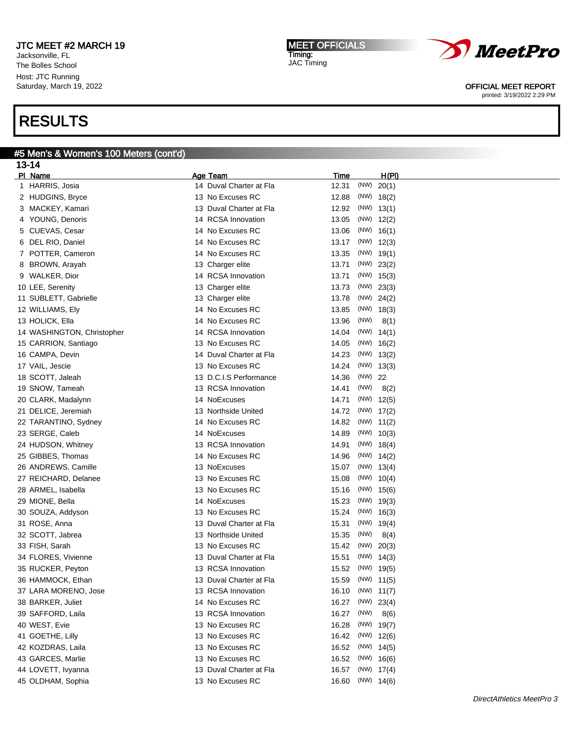JTC MEET #2 MARCH 19
Jacksonville, FL
The Bolles School
Host: JTC Running
Saturday, March 19, 2022

**MEET OFFICIALS**
Timing:
JAC Timing

OFFICIAL MEET REPORT
printed: 3/19/2022 2:29 PM

# RESULTS

## #5 Men's & Women's 100 Meters (cont'd)

### 13-14

| Pl | Name | Age | Team | Time | | H(Pl) |
|---|---|---|---|---|---|---|
| 1 | HARRIS, Josia | 14 | Duval Charter at Fla | 12.31 | (NW) | 20(1) |
| 2 | HUDGINS, Bryce | 13 | No Excuses RC | 12.88 | (NW) | 18(2) |
| 3 | MACKEY, Kamari | 13 | Duval Charter at Fla | 12.92 | (NW) | 13(1) |
| 4 | YOUNG, Denoris | 14 | RCSA Innovation | 13.05 | (NW) | 12(2) |
| 5 | CUEVAS, Cesar | 14 | No Excuses RC | 13.06 | (NW) | 16(1) |
| 6 | DEL RIO, Daniel | 14 | No Excuses RC | 13.17 | (NW) | 12(3) |
| 7 | POTTER, Cameron | 14 | No Excuses RC | 13.35 | (NW) | 19(1) |
| 8 | BROWN, Arayah | 13 | Charger elite | 13.71 | (NW) | 23(2) |
| 9 | WALKER, Dior | 14 | RCSA Innovation | 13.71 | (NW) | 15(3) |
| 10 | LEE, Serenity | 13 | Charger elite | 13.73 | (NW) | 23(3) |
| 11 | SUBLETT, Gabrielle | 13 | Charger elite | 13.78 | (NW) | 24(2) |
| 12 | WILLIAMS, Ely | 14 | No Excuses RC | 13.85 | (NW) | 18(3) |
| 13 | HOLICK, Ella | 14 | No Excuses RC | 13.96 | (NW) | 8(1) |
| 14 | WASHINGTON, Christopher | 14 | RCSA Innovation | 14.04 | (NW) | 14(1) |
| 15 | CARRION, Santiago | 13 | No Excuses RC | 14.05 | (NW) | 16(2) |
| 16 | CAMPA, Devin | 14 | Duval Charter at Fla | 14.23 | (NW) | 13(2) |
| 17 | VAIL, Jescie | 13 | No Excuses RC | 14.24 | (NW) | 13(3) |
| 18 | SCOTT, Jaleah | 13 | D.C.I.S Performance | 14.36 | (NW) | 22 |
| 19 | SNOW, Tameah | 13 | RCSA Innovation | 14.41 | (NW) | 8(2) |
| 20 | CLARK, Madalynn | 14 | NoExcuses | 14.71 | (NW) | 12(5) |
| 21 | DELICE, Jeremiah | 13 | Northside United | 14.72 | (NW) | 17(2) |
| 22 | TARANTINO, Sydney | 14 | No Excuses RC | 14.82 | (NW) | 11(2) |
| 23 | SERGE, Caleb | 14 | NoExcuses | 14.89 | (NW) | 10(3) |
| 24 | HUDSON, Whitney | 13 | RCSA Innovation | 14.91 | (NW) | 18(4) |
| 25 | GIBBES, Thomas | 14 | No Excuses RC | 14.96 | (NW) | 14(2) |
| 26 | ANDREWS, Camille | 13 | NoExcuses | 15.07 | (NW) | 13(4) |
| 27 | REICHARD, Delanee | 13 | No Excuses RC | 15.08 | (NW) | 10(4) |
| 28 | ARMEL, Isabella | 13 | No Excuses RC | 15.16 | (NW) | 15(6) |
| 29 | MIONE, Bella | 14 | NoExcuses | 15.23 | (NW) | 19(3) |
| 30 | SOUZA, Addyson | 13 | No Excuses RC | 15.24 | (NW) | 16(3) |
| 31 | ROSE, Anna | 13 | Duval Charter at Fla | 15.31 | (NW) | 19(4) |
| 32 | SCOTT, Jabrea | 13 | Northside United | 15.35 | (NW) | 8(4) |
| 33 | FISH, Sarah | 13 | No Excuses RC | 15.42 | (NW) | 20(3) |
| 34 | FLORES, Vivienne | 13 | Duval Charter at Fla | 15.51 | (NW) | 14(3) |
| 35 | RUCKER, Peyton | 13 | RCSA Innovation | 15.52 | (NW) | 19(5) |
| 36 | HAMMOCK, Ethan | 13 | Duval Charter at Fla | 15.59 | (NW) | 11(5) |
| 37 | LARA MORENO, Jose | 13 | RCSA Innovation | 16.10 | (NW) | 11(7) |
| 38 | BARKER, Juliet | 14 | No Excuses RC | 16.27 | (NW) | 23(4) |
| 39 | SAFFORD, Laila | 13 | RCSA Innovation | 16.27 | (NW) | 8(6) |
| 40 | WEST, Evie | 13 | No Excuses RC | 16.28 | (NW) | 19(7) |
| 41 | GOETHE, Lilly | 13 | No Excuses RC | 16.42 | (NW) | 12(6) |
| 42 | KOZDRAS, Laila | 13 | No Excuses RC | 16.52 | (NW) | 14(5) |
| 43 | GARCES, Marlie | 13 | No Excuses RC | 16.52 | (NW) | 16(6) |
| 44 | LOVETT, Ivyanna | 13 | Duval Charter at Fla | 16.57 | (NW) | 17(4) |
| 45 | OLDHAM, Sophia | 13 | No Excuses RC | 16.60 | (NW) | 14(6) |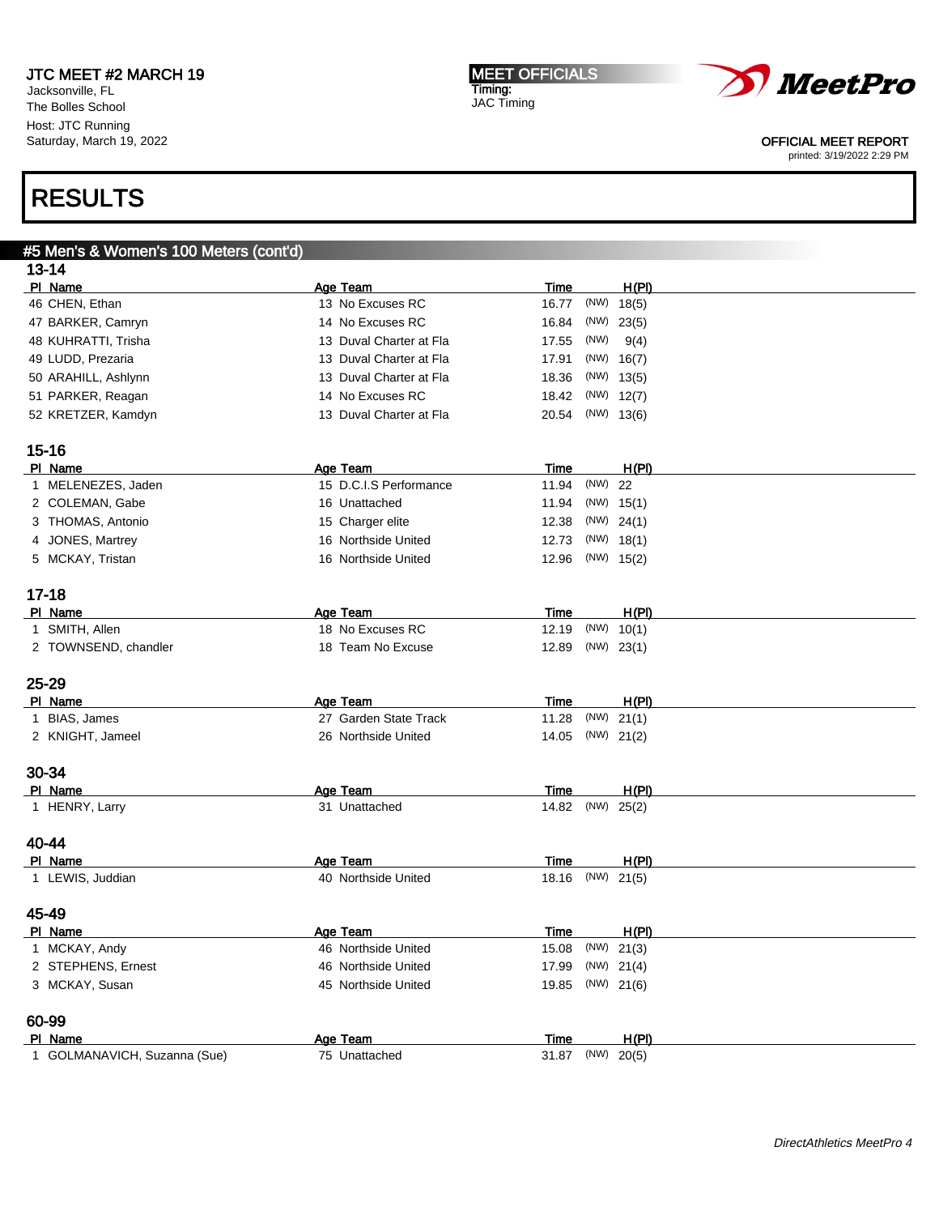JTC MEET #2 MARCH 19
Jacksonville, FL
The Bolles School
Host: JTC Running
Saturday, March 19, 2022

MEET OFFICIALS
Timing:
JAC Timing

OFFICIAL MEET REPORT
printed: 3/19/2022 2:29 PM

# RESULTS

## #5 Men's & Women's 100 Meters (cont'd)

### 13-14

| Pl | Name | Age | Team | Time | | H(Pl) |
|---|---|---|---|---|---|---|
| 46 | CHEN, Ethan | 13 | No Excuses RC | 16.77 | (NW) | 18(5) |
| 47 | BARKER, Camryn | 14 | No Excuses RC | 16.84 | (NW) | 23(5) |
| 48 | KUHRATTI, Trisha | 13 | Duval Charter at Fla | 17.55 | (NW) | 9(4) |
| 49 | LUDD, Prezaria | 13 | Duval Charter at Fla | 17.91 | (NW) | 16(7) |
| 50 | ARAHILL, Ashlynn | 13 | Duval Charter at Fla | 18.36 | (NW) | 13(5) |
| 51 | PARKER, Reagan | 14 | No Excuses RC | 18.42 | (NW) | 12(7) |
| 52 | KRETZER, Kamdyn | 13 | Duval Charter at Fla | 20.54 | (NW) | 13(6) |

### 15-16

| Pl | Name | Age | Team | Time | | H(Pl) |
|---|---|---|---|---|---|---|
| 1 | MELENEZES, Jaden | 15 | D.C.I.S Performance | 11.94 | (NW) | 22 |
| 2 | COLEMAN, Gabe | 16 | Unattached | 11.94 | (NW) | 15(1) |
| 3 | THOMAS, Antonio | 15 | Charger elite | 12.38 | (NW) | 24(1) |
| 4 | JONES, Martrey | 16 | Northside United | 12.73 | (NW) | 18(1) |
| 5 | MCKAY, Tristan | 16 | Northside United | 12.96 | (NW) | 15(2) |

### 17-18

| Pl | Name | Age | Team | Time | | H(Pl) |
|---|---|---|---|---|---|---|
| 1 | SMITH, Allen | 18 | No Excuses RC | 12.19 | (NW) | 10(1) |
| 2 | TOWNSEND, chandler | 18 | Team No Excuse | 12.89 | (NW) | 23(1) |

### 25-29

| Pl | Name | Age | Team | Time | | H(Pl) |
|---|---|---|---|---|---|---|
| 1 | BIAS, James | 27 | Garden State Track | 11.28 | (NW) | 21(1) |
| 2 | KNIGHT, Jameel | 26 | Northside United | 14.05 | (NW) | 21(2) |

### 30-34

| Pl | Name | Age | Team | Time | | H(Pl) |
|---|---|---|---|---|---|---|
| 1 | HENRY, Larry | 31 | Unattached | 14.82 | (NW) | 25(2) |

### 40-44

| Pl | Name | Age | Team | Time | | H(Pl) |
|---|---|---|---|---|---|---|
| 1 | LEWIS, Juddian | 40 | Northside United | 18.16 | (NW) | 21(5) |

### 45-49

| Pl | Name | Age | Team | Time | | H(Pl) |
|---|---|---|---|---|---|---|
| 1 | MCKAY, Andy | 46 | Northside United | 15.08 | (NW) | 21(3) |
| 2 | STEPHENS, Ernest | 46 | Northside United | 17.99 | (NW) | 21(4) |
| 3 | MCKAY, Susan | 45 | Northside United | 19.85 | (NW) | 21(6) |

### 60-99

| Pl | Name | Age | Team | Time | | H(Pl) |
|---|---|---|---|---|---|---|
| 1 | GOLMANAVICH, Suzanna (Sue) | 75 | Unattached | 31.87 | (NW) | 20(5) |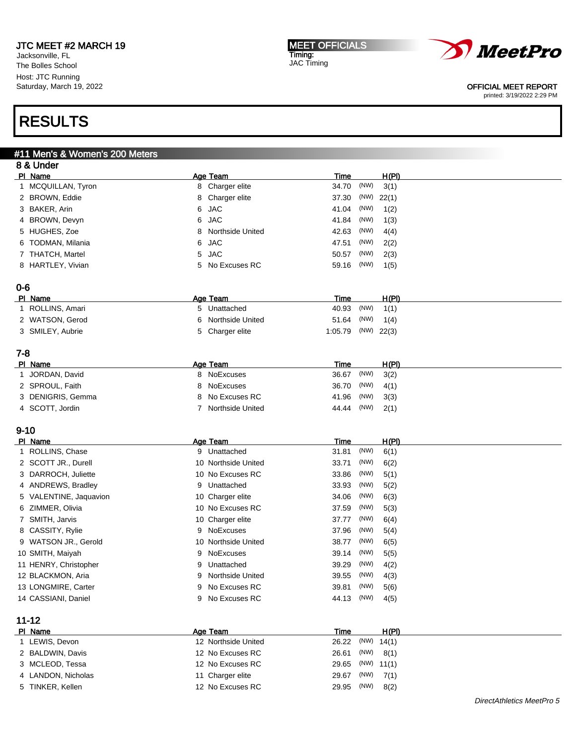JTC MEET #2 MARCH 19
Jacksonville, FL
The Bolles School
Host: JTC Running
Saturday, March 19, 2022

MEET OFFICIALS
Timing:
JAC Timing

OFFICIAL MEET REPORT
printed: 3/19/2022 2:29 PM

# RESULTS

## #11 Men's & Women's 200 Meters

### 8 & Under

| Pl | Name | Age | Team | Time | | H(Pl) |
|---|---|---|---|---|---|---|
| 1 | MCQUILLAN, Tyron | 8 | Charger elite | 34.70 | (NW) | 3(1) |
| 2 | BROWN, Eddie | 8 | Charger elite | 37.30 | (NW) | 22(1) |
| 3 | BAKER, Arin | 6 | JAC | 41.04 | (NW) | 1(2) |
| 4 | BROWN, Devyn | 6 | JAC | 41.84 | (NW) | 1(3) |
| 5 | HUGHES, Zoe | 8 | Northside United | 42.63 | (NW) | 4(4) |
| 6 | TODMAN, Milania | 6 | JAC | 47.51 | (NW) | 2(2) |
| 7 | THATCH, Martel | 5 | JAC | 50.57 | (NW) | 2(3) |
| 8 | HARTLEY, Vivian | 5 | No Excuses RC | 59.16 | (NW) | 1(5) |

### 0-6

| Pl | Name | Age | Team | Time | | H(Pl) |
|---|---|---|---|---|---|---|
| 1 | ROLLINS, Amari | 5 | Unattached | 40.93 | (NW) | 1(1) |
| 2 | WATSON, Gerod | 6 | Northside United | 51.64 | (NW) | 1(4) |
| 3 | SMILEY, Aubrie | 5 | Charger elite | 1:05.79 | (NW) | 22(3) |

### 7-8

| Pl | Name | Age | Team | Time | | H(Pl) |
|---|---|---|---|---|---|---|
| 1 | JORDAN, David | 8 | NoExcuses | 36.67 | (NW) | 3(2) |
| 2 | SPROUL, Faith | 8 | NoExcuses | 36.70 | (NW) | 4(1) |
| 3 | DENIGRIS, Gemma | 8 | No Excuses RC | 41.96 | (NW) | 3(3) |
| 4 | SCOTT, Jordin | 7 | Northside United | 44.44 | (NW) | 2(1) |

### 9-10

| Pl | Name | Age | Team | Time | | H(Pl) |
|---|---|---|---|---|---|---|
| 1 | ROLLINS, Chase | 9 | Unattached | 31.81 | (NW) | 6(1) |
| 2 | SCOTT JR., Durell | 10 | Northside United | 33.71 | (NW) | 6(2) |
| 3 | DARROCH, Juliette | 10 | No Excuses RC | 33.86 | (NW) | 5(1) |
| 4 | ANDREWS, Bradley | 9 | Unattached | 33.93 | (NW) | 5(2) |
| 5 | VALENTINE, Jaquavion | 10 | Charger elite | 34.06 | (NW) | 6(3) |
| 6 | ZIMMER, Olivia | 10 | No Excuses RC | 37.59 | (NW) | 5(3) |
| 7 | SMITH, Jarvis | 10 | Charger elite | 37.77 | (NW) | 6(4) |
| 8 | CASSITY, Rylie | 9 | NoExcuses | 37.96 | (NW) | 5(4) |
| 9 | WATSON JR., Gerold | 10 | Northside United | 38.77 | (NW) | 6(5) |
| 10 | SMITH, Maiyah | 9 | NoExcuses | 39.14 | (NW) | 5(5) |
| 11 | HENRY, Christopher | 9 | Unattached | 39.29 | (NW) | 4(2) |
| 12 | BLACKMON, Aria | 9 | Northside United | 39.55 | (NW) | 4(3) |
| 13 | LONGMIRE, Carter | 9 | No Excuses RC | 39.81 | (NW) | 5(6) |
| 14 | CASSIANI, Daniel | 9 | No Excuses RC | 44.13 | (NW) | 4(5) |

### 11-12

| Pl | Name | Age | Team | Time | | H(Pl) |
|---|---|---|---|---|---|---|
| 1 | LEWIS, Devon | 12 | Northside United | 26.22 | (NW) | 14(1) |
| 2 | BALDWIN, Davis | 12 | No Excuses RC | 26.61 | (NW) | 8(1) |
| 3 | MCLEOD, Tessa | 12 | No Excuses RC | 29.65 | (NW) | 11(1) |
| 4 | LANDON, Nicholas | 11 | Charger elite | 29.67 | (NW) | 7(1) |
| 5 | TINKER, Kellen | 12 | No Excuses RC | 29.95 | (NW) | 8(2) |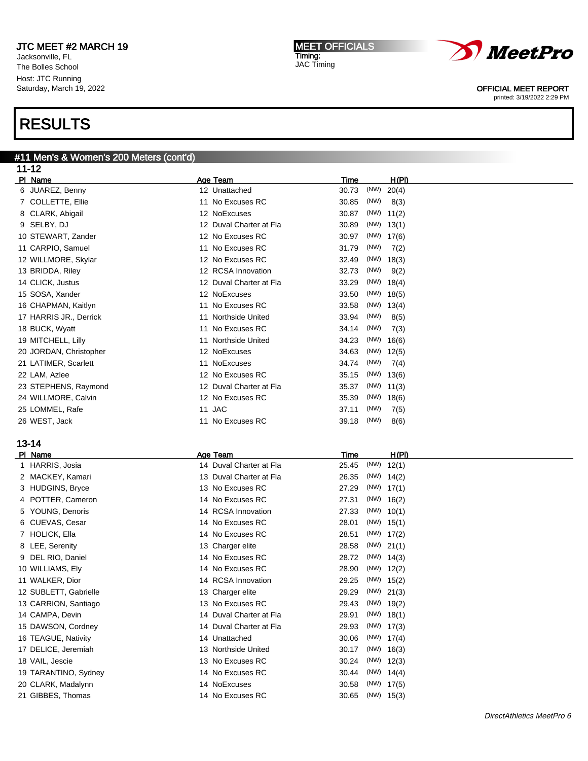JTC MEET #2 MARCH 19
Jacksonville, FL
The Bolles School
Host: JTC Running
Saturday, March 19, 2022

MEET OFFICIALS
Timing:
JAC Timing

OFFICIAL MEET REPORT
printed: 3/19/2022 2:29 PM

# RESULTS

## #11 Men's & Women's 200 Meters (cont'd)

### 11-12

| Pl | Name | Age | Team | Time | | H(Pl) |
|---|---|---|---|---|---|---|
| 6 | JUAREZ, Benny | 12 | Unattached | 30.73 | (NW) | 20(4) |
| 7 | COLLETTE, Ellie | 11 | No Excuses RC | 30.85 | (NW) | 8(3) |
| 8 | CLARK, Abigail | 12 | NoExcuses | 30.87 | (NW) | 11(2) |
| 9 | SELBY, DJ | 12 | Duval Charter at Fla | 30.89 | (NW) | 13(1) |
| 10 | STEWART, Zander | 12 | No Excuses RC | 30.97 | (NW) | 17(6) |
| 11 | CARPIO, Samuel | 11 | No Excuses RC | 31.79 | (NW) | 7(2) |
| 12 | WILLMORE, Skylar | 12 | No Excuses RC | 32.49 | (NW) | 18(3) |
| 13 | BRIDDA, Riley | 12 | RCSA Innovation | 32.73 | (NW) | 9(2) |
| 14 | CLICK, Justus | 12 | Duval Charter at Fla | 33.29 | (NW) | 18(4) |
| 15 | SOSA, Xander | 12 | NoExcuses | 33.50 | (NW) | 18(5) |
| 16 | CHAPMAN, Kaitlyn | 11 | No Excuses RC | 33.58 | (NW) | 13(4) |
| 17 | HARRIS JR., Derrick | 11 | Northside United | 33.94 | (NW) | 8(5) |
| 18 | BUCK, Wyatt | 11 | No Excuses RC | 34.14 | (NW) | 7(3) |
| 19 | MITCHELL, Lilly | 11 | Northside United | 34.23 | (NW) | 16(6) |
| 20 | JORDAN, Christopher | 12 | NoExcuses | 34.63 | (NW) | 12(5) |
| 21 | LATIMER, Scarlett | 11 | NoExcuses | 34.74 | (NW) | 7(4) |
| 22 | LAM, Azlee | 12 | No Excuses RC | 35.15 | (NW) | 13(6) |
| 23 | STEPHENS, Raymond | 12 | Duval Charter at Fla | 35.37 | (NW) | 11(3) |
| 24 | WILLMORE, Calvin | 12 | No Excuses RC | 35.39 | (NW) | 18(6) |
| 25 | LOMMEL, Rafe | 11 | JAC | 37.11 | (NW) | 7(5) |
| 26 | WEST, Jack | 11 | No Excuses RC | 39.18 | (NW) | 8(6) |

### 13-14

| Pl | Name | Age | Team | Time | | H(Pl) |
|---|---|---|---|---|---|---|
| 1 | HARRIS, Josia | 14 | Duval Charter at Fla | 25.45 | (NW) | 12(1) |
| 2 | MACKEY, Kamari | 13 | Duval Charter at Fla | 26.35 | (NW) | 14(2) |
| 3 | HUDGINS, Bryce | 13 | No Excuses RC | 27.29 | (NW) | 17(1) |
| 4 | POTTER, Cameron | 14 | No Excuses RC | 27.31 | (NW) | 16(2) |
| 5 | YOUNG, Denoris | 14 | RCSA Innovation | 27.33 | (NW) | 10(1) |
| 6 | CUEVAS, Cesar | 14 | No Excuses RC | 28.01 | (NW) | 15(1) |
| 7 | HOLICK, Ella | 14 | No Excuses RC | 28.51 | (NW) | 17(2) |
| 8 | LEE, Serenity | 13 | Charger elite | 28.58 | (NW) | 21(1) |
| 9 | DEL RIO, Daniel | 14 | No Excuses RC | 28.72 | (NW) | 14(3) |
| 10 | WILLIAMS, Ely | 14 | No Excuses RC | 28.90 | (NW) | 12(2) |
| 11 | WALKER, Dior | 14 | RCSA Innovation | 29.25 | (NW) | 15(2) |
| 12 | SUBLETT, Gabrielle | 13 | Charger elite | 29.29 | (NW) | 21(3) |
| 13 | CARRION, Santiago | 13 | No Excuses RC | 29.43 | (NW) | 19(2) |
| 14 | CAMPA, Devin | 14 | Duval Charter at Fla | 29.91 | (NW) | 18(1) |
| 15 | DAWSON, Cordney | 14 | Duval Charter at Fla | 29.93 | (NW) | 17(3) |
| 16 | TEAGUE, Nativity | 14 | Unattached | 30.06 | (NW) | 17(4) |
| 17 | DELICE, Jeremiah | 13 | Northside United | 30.17 | (NW) | 16(3) |
| 18 | VAIL, Jescie | 13 | No Excuses RC | 30.24 | (NW) | 12(3) |
| 19 | TARANTINO, Sydney | 14 | No Excuses RC | 30.44 | (NW) | 14(4) |
| 20 | CLARK, Madalynn | 14 | NoExcuses | 30.58 | (NW) | 17(5) |
| 21 | GIBBES, Thomas | 14 | No Excuses RC | 30.65 | (NW) | 15(3) |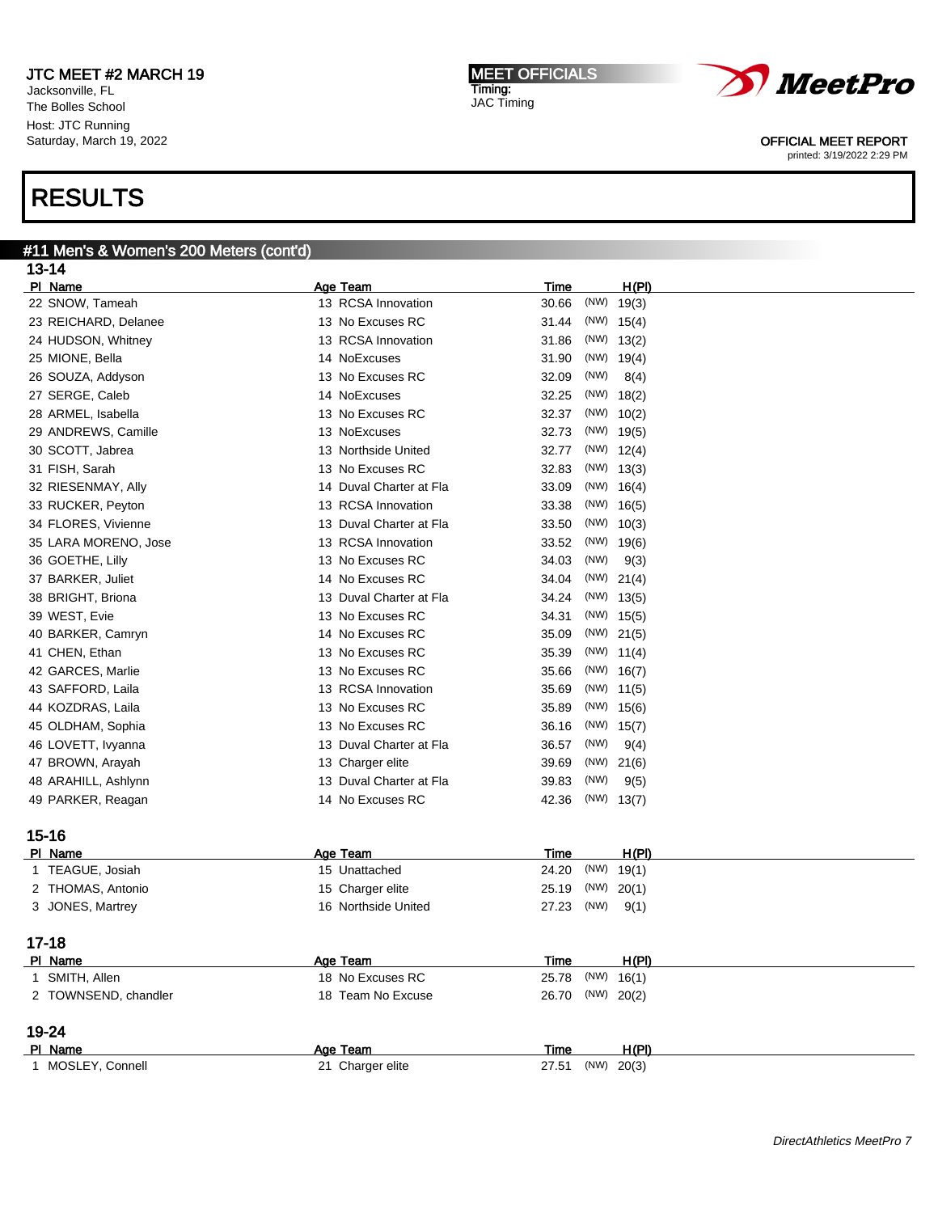JTC MEET #2 MARCH 19
Jacksonville, FL
The Bolles School
Host: JTC Running
Saturday, March 19, 2022

MEET OFFICIALS
Timing:
JAC Timing

OFFICIAL MEET REPORT
printed: 3/19/2022 2:29 PM

# RESULTS

## #11 Men's & Women's 200 Meters (cont'd)

### 13-14

| Pl | Name | Age | Team | Time | | H(Pl) |
|---|---|---|---|---|---|---|
| 22 | SNOW, Tameah | 13 | RCSA Innovation | 30.66 | (NW) | 19(3) |
| 23 | REICHARD, Delanee | 13 | No Excuses RC | 31.44 | (NW) | 15(4) |
| 24 | HUDSON, Whitney | 13 | RCSA Innovation | 31.86 | (NW) | 13(2) |
| 25 | MIONE, Bella | 14 | NoExcuses | 31.90 | (NW) | 19(4) |
| 26 | SOUZA, Addyson | 13 | No Excuses RC | 32.09 | (NW) | 8(4) |
| 27 | SERGE, Caleb | 14 | NoExcuses | 32.25 | (NW) | 18(2) |
| 28 | ARMEL, Isabella | 13 | No Excuses RC | 32.37 | (NW) | 10(2) |
| 29 | ANDREWS, Camille | 13 | NoExcuses | 32.73 | (NW) | 19(5) |
| 30 | SCOTT, Jabrea | 13 | Northside United | 32.77 | (NW) | 12(4) |
| 31 | FISH, Sarah | 13 | No Excuses RC | 32.83 | (NW) | 13(3) |
| 32 | RIESENMAY, Ally | 14 | Duval Charter at Fla | 33.09 | (NW) | 16(4) |
| 33 | RUCKER, Peyton | 13 | RCSA Innovation | 33.38 | (NW) | 16(5) |
| 34 | FLORES, Vivienne | 13 | Duval Charter at Fla | 33.50 | (NW) | 10(3) |
| 35 | LARA MORENO, Jose | 13 | RCSA Innovation | 33.52 | (NW) | 19(6) |
| 36 | GOETHE, Lilly | 13 | No Excuses RC | 34.03 | (NW) | 9(3) |
| 37 | BARKER, Juliet | 14 | No Excuses RC | 34.04 | (NW) | 21(4) |
| 38 | BRIGHT, Briona | 13 | Duval Charter at Fla | 34.24 | (NW) | 13(5) |
| 39 | WEST, Evie | 13 | No Excuses RC | 34.31 | (NW) | 15(5) |
| 40 | BARKER, Camryn | 14 | No Excuses RC | 35.09 | (NW) | 21(5) |
| 41 | CHEN, Ethan | 13 | No Excuses RC | 35.39 | (NW) | 11(4) |
| 42 | GARCES, Marlie | 13 | No Excuses RC | 35.66 | (NW) | 16(7) |
| 43 | SAFFORD, Laila | 13 | RCSA Innovation | 35.69 | (NW) | 11(5) |
| 44 | KOZDRAS, Laila | 13 | No Excuses RC | 35.89 | (NW) | 15(6) |
| 45 | OLDHAM, Sophia | 13 | No Excuses RC | 36.16 | (NW) | 15(7) |
| 46 | LOVETT, Ivyanna | 13 | Duval Charter at Fla | 36.57 | (NW) | 9(4) |
| 47 | BROWN, Arayah | 13 | Charger elite | 39.69 | (NW) | 21(6) |
| 48 | ARAHILL, Ashlynn | 13 | Duval Charter at Fla | 39.83 | (NW) | 9(5) |
| 49 | PARKER, Reagan | 14 | No Excuses RC | 42.36 | (NW) | 13(7) |

### 15-16

| Pl | Name | Age | Team | Time | | H(Pl) |
|---|---|---|---|---|---|---|
| 1 | TEAGUE, Josiah | 15 | Unattached | 24.20 | (NW) | 19(1) |
| 2 | THOMAS, Antonio | 15 | Charger elite | 25.19 | (NW) | 20(1) |
| 3 | JONES, Martrey | 16 | Northside United | 27.23 | (NW) | 9(1) |

### 17-18

| Pl | Name | Age | Team | Time | | H(Pl) |
|---|---|---|---|---|---|---|
| 1 | SMITH, Allen | 18 | No Excuses RC | 25.78 | (NW) | 16(1) |
| 2 | TOWNSEND, chandler | 18 | Team No Excuse | 26.70 | (NW) | 20(2) |

### 19-24

| Pl | Name | Age | Team | Time | | H(Pl) |
|---|---|---|---|---|---|---|
| 1 | MOSLEY, Connell | 21 | Charger elite | 27.51 | (NW) | 20(3) |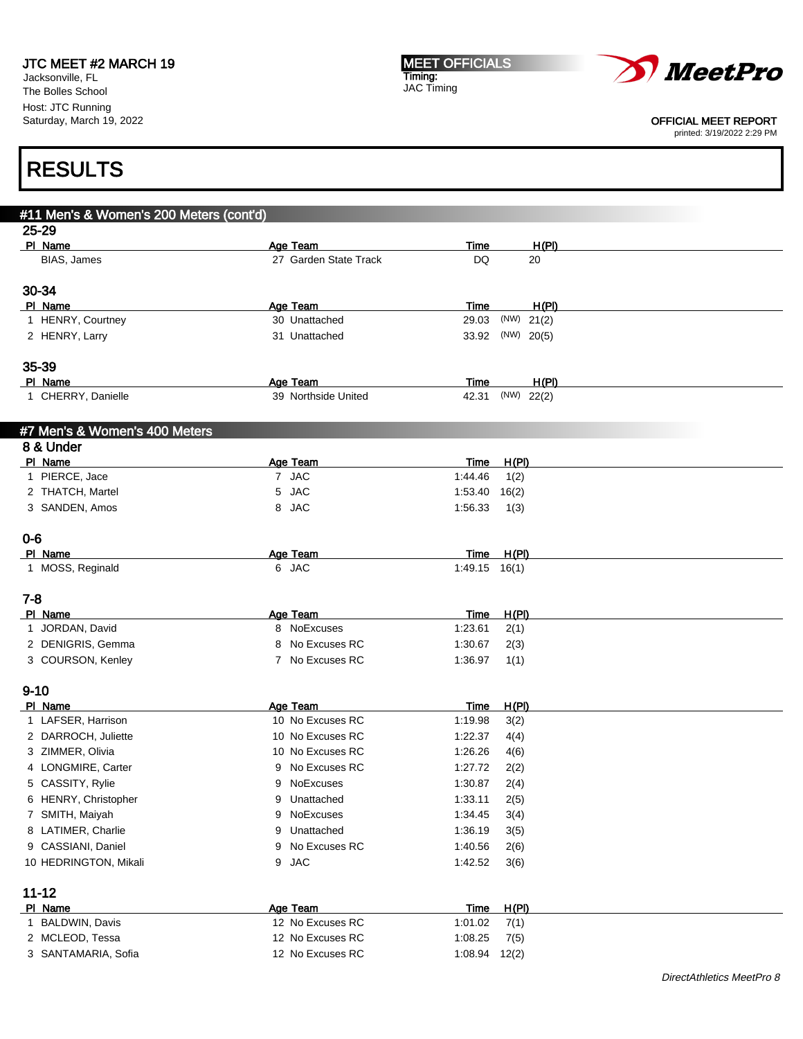JTC MEET #2 MARCH 19
Jacksonville, FL
The Bolles School
Host: JTC Running
Saturday, March 19, 2022

MEET OFFICIALS
Timing:
JAC Timing

OFFICIAL MEET REPORT
printed: 3/19/2022 2:29 PM

# RESULTS

## #11 Men's & Women's 200 Meters (cont'd)

### 25-29

| Pl | Name | Age | Team | Time | | H(Pl) |
|---|---|---|---|---|---|---|
| | BIAS, James | 27 | Garden State Track | DQ | | 20 |

### 30-34

| Pl | Name | Age | Team | Time | | H(Pl) |
|---|---|---|---|---|---|---|
| 1 | HENRY, Courtney | 30 | Unattached | 29.03 | (NW) | 21(2) |
| 2 | HENRY, Larry | 31 | Unattached | 33.92 | (NW) | 20(5) |

### 35-39

| Pl | Name | Age | Team | Time | | H(Pl) |
|---|---|---|---|---|---|---|
| 1 | CHERRY, Danielle | 39 | Northside United | 42.31 | (NW) | 22(2) |

## #7 Men's & Women's 400 Meters

### 8 & Under

| Pl | Name | Age | Team | Time | H(Pl) |
|---|---|---|---|---|---|
| 1 | PIERCE, Jace | 7 | JAC | 1:44.46 | 1(2) |
| 2 | THATCH, Martel | 5 | JAC | 1:53.40 | 16(2) |
| 3 | SANDEN, Amos | 8 | JAC | 1:56.33 | 1(3) |

### 0-6

| Pl | Name | Age | Team | Time | H(Pl) |
|---|---|---|---|---|---|
| 1 | MOSS, Reginald | 6 | JAC | 1:49.15 | 16(1) |

### 7-8

| Pl | Name | Age | Team | Time | H(Pl) |
|---|---|---|---|---|---|
| 1 | JORDAN, David | 8 | NoExcuses | 1:23.61 | 2(1) |
| 2 | DENIGRIS, Gemma | 8 | No Excuses RC | 1:30.67 | 2(3) |
| 3 | COURSON, Kenley | 7 | No Excuses RC | 1:36.97 | 1(1) |

### 9-10

| Pl | Name | Age | Team | Time | H(Pl) |
|---|---|---|---|---|---|
| 1 | LAFSER, Harrison | 10 | No Excuses RC | 1:19.98 | 3(2) |
| 2 | DARROCH, Juliette | 10 | No Excuses RC | 1:22.37 | 4(4) |
| 3 | ZIMMER, Olivia | 10 | No Excuses RC | 1:26.26 | 4(6) |
| 4 | LONGMIRE, Carter | 9 | No Excuses RC | 1:27.72 | 2(2) |
| 5 | CASSITY, Rylie | 9 | NoExcuses | 1:30.87 | 2(4) |
| 6 | HENRY, Christopher | 9 | Unattached | 1:33.11 | 2(5) |
| 7 | SMITH, Maiyah | 9 | NoExcuses | 1:34.45 | 3(4) |
| 8 | LATIMER, Charlie | 9 | Unattached | 1:36.19 | 3(5) |
| 9 | CASSIANI, Daniel | 9 | No Excuses RC | 1:40.56 | 2(6) |
| 10 | HEDRINGTON, Mikali | 9 | JAC | 1:42.52 | 3(6) |

### 11-12

| Pl | Name | Age | Team | Time | H(Pl) |
|---|---|---|---|---|---|
| 1 | BALDWIN, Davis | 12 | No Excuses RC | 1:01.02 | 7(1) |
| 2 | MCLEOD, Tessa | 12 | No Excuses RC | 1:08.25 | 7(5) |
| 3 | SANTAMARIA, Sofia | 12 | No Excuses RC | 1:08.94 | 12(2) |

*DirectAthletics MeetPro 8*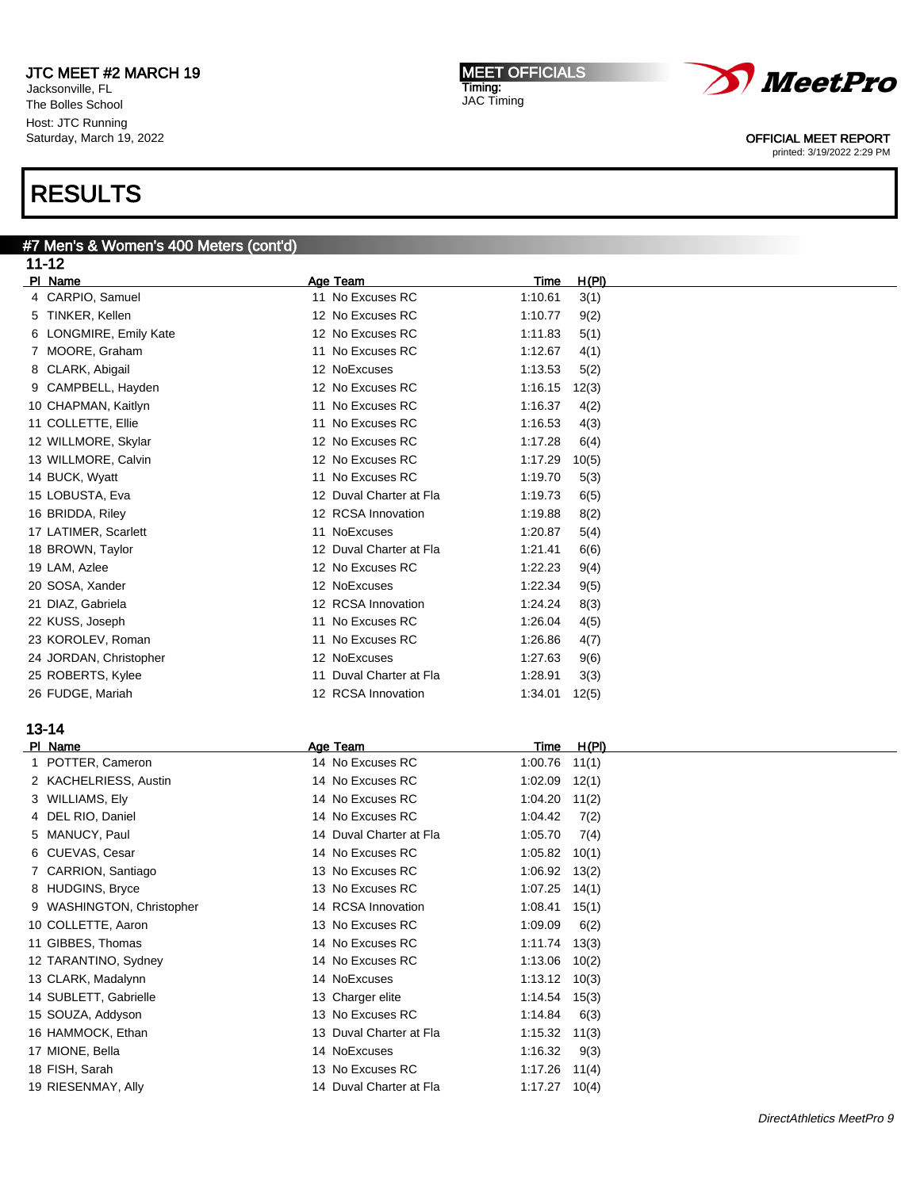JTC MEET #2 MARCH 19
Jacksonville, FL
The Bolles School
Host: JTC Running
Saturday, March 19, 2022

MEET OFFICIALS
Timing:
JAC Timing

OFFICIAL MEET REPORT
printed: 3/19/2022 2:29 PM

# RESULTS

## #7 Men's & Women's 400 Meters (cont'd)

### 11-12

| Pl | Name | Age | Team | Time | H(Pl) |
|---|---|---|---|---|---|
| 4 | CARPIO, Samuel | 11 | No Excuses RC | 1:10.61 | 3(1) |
| 5 | TINKER, Kellen | 12 | No Excuses RC | 1:10.77 | 9(2) |
| 6 | LONGMIRE, Emily Kate | 12 | No Excuses RC | 1:11.83 | 5(1) |
| 7 | MOORE, Graham | 11 | No Excuses RC | 1:12.67 | 4(1) |
| 8 | CLARK, Abigail | 12 | NoExcuses | 1:13.53 | 5(2) |
| 9 | CAMPBELL, Hayden | 12 | No Excuses RC | 1:16.15 | 12(3) |
| 10 | CHAPMAN, Kaitlyn | 11 | No Excuses RC | 1:16.37 | 4(2) |
| 11 | COLLETTE, Ellie | 11 | No Excuses RC | 1:16.53 | 4(3) |
| 12 | WILLMORE, Skylar | 12 | No Excuses RC | 1:17.28 | 6(4) |
| 13 | WILLMORE, Calvin | 12 | No Excuses RC | 1:17.29 | 10(5) |
| 14 | BUCK, Wyatt | 11 | No Excuses RC | 1:19.70 | 5(3) |
| 15 | LOBUSTA, Eva | 12 | Duval Charter at Fla | 1:19.73 | 6(5) |
| 16 | BRIDDA, Riley | 12 | RCSA Innovation | 1:19.88 | 8(2) |
| 17 | LATIMER, Scarlett | 11 | NoExcuses | 1:20.87 | 5(4) |
| 18 | BROWN, Taylor | 12 | Duval Charter at Fla | 1:21.41 | 6(6) |
| 19 | LAM, Azlee | 12 | No Excuses RC | 1:22.23 | 9(4) |
| 20 | SOSA, Xander | 12 | NoExcuses | 1:22.34 | 9(5) |
| 21 | DIAZ, Gabriela | 12 | RCSA Innovation | 1:24.24 | 8(3) |
| 22 | KUSS, Joseph | 11 | No Excuses RC | 1:26.04 | 4(5) |
| 23 | KOROLEV, Roman | 11 | No Excuses RC | 1:26.86 | 4(7) |
| 24 | JORDAN, Christopher | 12 | NoExcuses | 1:27.63 | 9(6) |
| 25 | ROBERTS, Kylee | 11 | Duval Charter at Fla | 1:28.91 | 3(3) |
| 26 | FUDGE, Mariah | 12 | RCSA Innovation | 1:34.01 | 12(5) |

### 13-14

| Pl | Name | Age | Team | Time | H(Pl) |
|---|---|---|---|---|---|
| 1 | POTTER, Cameron | 14 | No Excuses RC | 1:00.76 | 11(1) |
| 2 | KACHELRIESS, Austin | 14 | No Excuses RC | 1:02.09 | 12(1) |
| 3 | WILLIAMS, Ely | 14 | No Excuses RC | 1:04.20 | 11(2) |
| 4 | DEL RIO, Daniel | 14 | No Excuses RC | 1:04.42 | 7(2) |
| 5 | MANUCY, Paul | 14 | Duval Charter at Fla | 1:05.70 | 7(4) |
| 6 | CUEVAS, Cesar | 14 | No Excuses RC | 1:05.82 | 10(1) |
| 7 | CARRION, Santiago | 13 | No Excuses RC | 1:06.92 | 13(2) |
| 8 | HUDGINS, Bryce | 13 | No Excuses RC | 1:07.25 | 14(1) |
| 9 | WASHINGTON, Christopher | 14 | RCSA Innovation | 1:08.41 | 15(1) |
| 10 | COLLETTE, Aaron | 13 | No Excuses RC | 1:09.09 | 6(2) |
| 11 | GIBBES, Thomas | 14 | No Excuses RC | 1:11.74 | 13(3) |
| 12 | TARANTINO, Sydney | 14 | No Excuses RC | 1:13.06 | 10(2) |
| 13 | CLARK, Madalynn | 14 | NoExcuses | 1:13.12 | 10(3) |
| 14 | SUBLETT, Gabrielle | 13 | Charger elite | 1:14.54 | 15(3) |
| 15 | SOUZA, Addyson | 13 | No Excuses RC | 1:14.84 | 6(3) |
| 16 | HAMMOCK, Ethan | 13 | Duval Charter at Fla | 1:15.32 | 11(3) |
| 17 | MIONE, Bella | 14 | NoExcuses | 1:16.32 | 9(3) |
| 18 | FISH, Sarah | 13 | No Excuses RC | 1:17.26 | 11(4) |
| 19 | RIESENMAY, Ally | 14 | Duval Charter at Fla | 1:17.27 | 10(4) |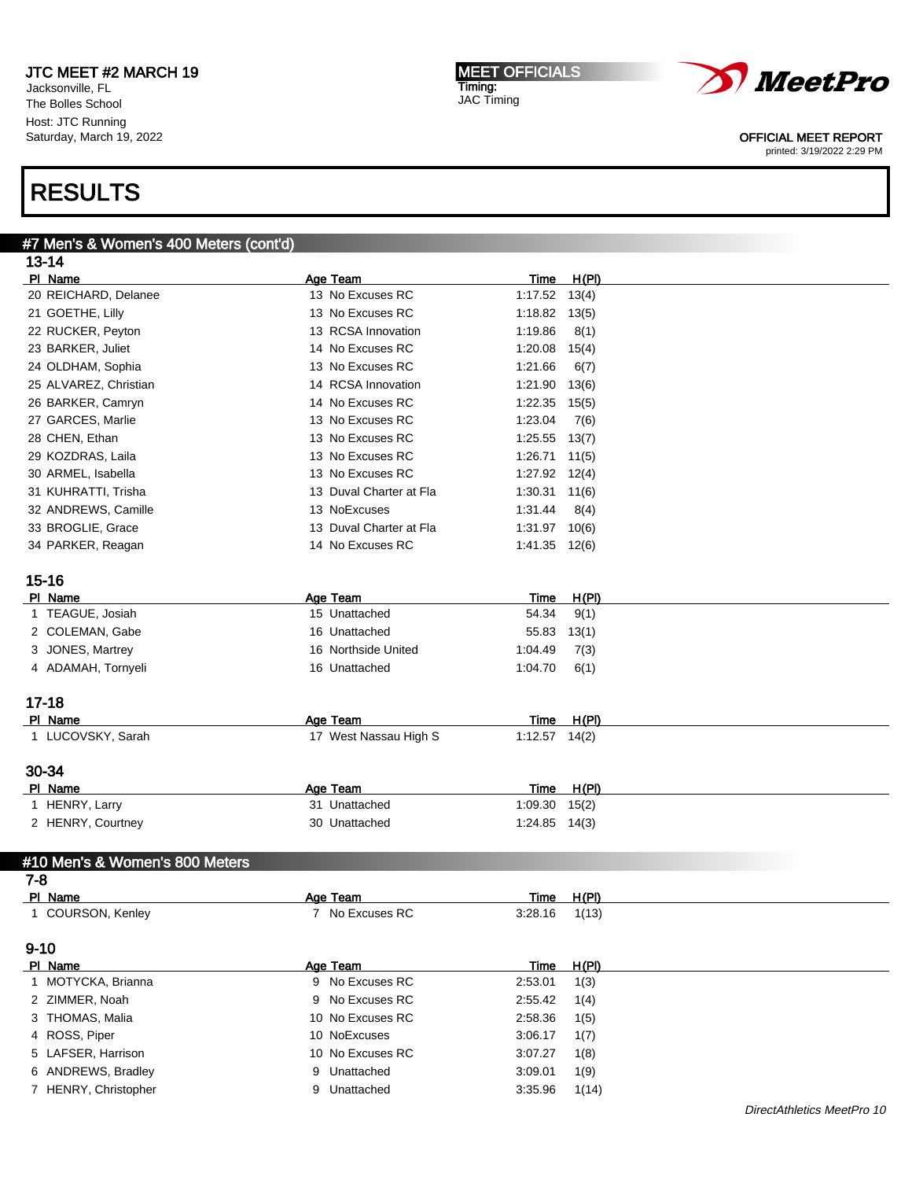JTC MEET #2 MARCH 19
Jacksonville, FL
The Bolles School
Host: JTC Running
Saturday, March 19, 2022

MEET OFFICIALS
Timing:
JAC Timing

OFFICIAL MEET REPORT
printed: 3/19/2022 2:29 PM

# RESULTS

## #7 Men's & Women's 400 Meters (cont'd)

### 13-14

| Pl | Name | Age | Team | Time | H(Pl) |
|---|---|---|---|---|---|
| 20 | REICHARD, Delanee | 13 | No Excuses RC | 1:17.52 | 13(4) |
| 21 | GOETHE, Lilly | 13 | No Excuses RC | 1:18.82 | 13(5) |
| 22 | RUCKER, Peyton | 13 | RCSA Innovation | 1:19.86 | 8(1) |
| 23 | BARKER, Juliet | 14 | No Excuses RC | 1:20.08 | 15(4) |
| 24 | OLDHAM, Sophia | 13 | No Excuses RC | 1:21.66 | 6(7) |
| 25 | ALVAREZ, Christian | 14 | RCSA Innovation | 1:21.90 | 13(6) |
| 26 | BARKER, Camryn | 14 | No Excuses RC | 1:22.35 | 15(5) |
| 27 | GARCES, Marlie | 13 | No Excuses RC | 1:23.04 | 7(6) |
| 28 | CHEN, Ethan | 13 | No Excuses RC | 1:25.55 | 13(7) |
| 29 | KOZDRAS, Laila | 13 | No Excuses RC | 1:26.71 | 11(5) |
| 30 | ARMEL, Isabella | 13 | No Excuses RC | 1:27.92 | 12(4) |
| 31 | KUHRATTI, Trisha | 13 | Duval Charter at Fla | 1:30.31 | 11(6) |
| 32 | ANDREWS, Camille | 13 | NoExcuses | 1:31.44 | 8(4) |
| 33 | BROGLIE, Grace | 13 | Duval Charter at Fla | 1:31.97 | 10(6) |
| 34 | PARKER, Reagan | 14 | No Excuses RC | 1:41.35 | 12(6) |

### 15-16

| Pl | Name | Age | Team | Time | H(Pl) |
|---|---|---|---|---|---|
| 1 | TEAGUE, Josiah | 15 | Unattached | 54.34 | 9(1) |
| 2 | COLEMAN, Gabe | 16 | Unattached | 55.83 | 13(1) |
| 3 | JONES, Martrey | 16 | Northside United | 1:04.49 | 7(3) |
| 4 | ADAMAH, Tornyeli | 16 | Unattached | 1:04.70 | 6(1) |

### 17-18

| Pl | Name | Age | Team | Time | H(Pl) |
|---|---|---|---|---|---|
| 1 | LUCOVSKY, Sarah | 17 | West Nassau High S | 1:12.57 | 14(2) |

### 30-34

| Pl | Name | Age | Team | Time | H(Pl) |
|---|---|---|---|---|---|
| 1 | HENRY, Larry | 31 | Unattached | 1:09.30 | 15(2) |
| 2 | HENRY, Courtney | 30 | Unattached | 1:24.85 | 14(3) |

## #10 Men's & Women's 800 Meters

### 7-8

| Pl | Name | Age | Team | Time | H(Pl) |
|---|---|---|---|---|---|
| 1 | COURSON, Kenley | 7 | No Excuses RC | 3:28.16 | 1(13) |

### 9-10

| Pl | Name | Age | Team | Time | H(Pl) |
|---|---|---|---|---|---|
| 1 | MOTYCKA, Brianna | 9 | No Excuses RC | 2:53.01 | 1(3) |
| 2 | ZIMMER, Noah | 9 | No Excuses RC | 2:55.42 | 1(4) |
| 3 | THOMAS, Malia | 10 | No Excuses RC | 2:58.36 | 1(5) |
| 4 | ROSS, Piper | 10 | NoExcuses | 3:06.17 | 1(7) |
| 5 | LAFSER, Harrison | 10 | No Excuses RC | 3:07.27 | 1(8) |
| 6 | ANDREWS, Bradley | 9 | Unattached | 3:09.01 | 1(9) |
| 7 | HENRY, Christopher | 9 | Unattached | 3:35.96 | 1(14) |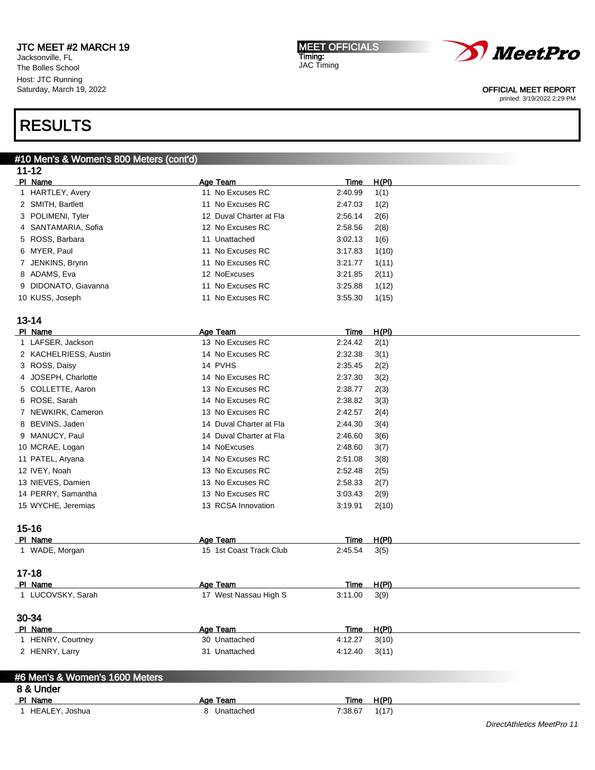JTC MEET #2 MARCH 19
Jacksonville, FL
The Bolles School
Host: JTC Running
Saturday, March 19, 2022

MEET OFFICIALS
Timing:
JAC Timing

OFFICIAL MEET REPORT
printed: 3/19/2022 2:29 PM

# RESULTS

## #10 Men's & Women's 800 Meters (cont'd)

### 11-12

| Pl | Name | Age | Team | Time | H(Pl) |
|---|---|---|---|---|---|
| 1 | HARTLEY, Avery | 11 | No Excuses RC | 2:40.99 | 1(1) |
| 2 | SMITH, Bartlett | 11 | No Excuses RC | 2:47.03 | 1(2) |
| 3 | POLIMENI, Tyler | 12 | Duval Charter at Fla | 2:56.14 | 2(6) |
| 4 | SANTAMARIA, Sofia | 12 | No Excuses RC | 2:58.56 | 2(8) |
| 5 | ROSS, Barbara | 11 | Unattached | 3:02.13 | 1(6) |
| 6 | MYER, Paul | 11 | No Excuses RC | 3:17.83 | 1(10) |
| 7 | JENKINS, Brynn | 11 | No Excuses RC | 3:21.77 | 1(11) |
| 8 | ADAMS, Eva | 12 | NoExcuses | 3:21.85 | 2(11) |
| 9 | DIDONATO, Giavanna | 11 | No Excuses RC | 3:25.88 | 1(12) |
| 10 | KUSS, Joseph | 11 | No Excuses RC | 3:55.30 | 1(15) |

### 13-14

| Pl | Name | Age | Team | Time | H(Pl) |
|---|---|---|---|---|---|
| 1 | LAFSER, Jackson | 13 | No Excuses RC | 2:24.42 | 2(1) |
| 2 | KACHELRIESS, Austin | 14 | No Excuses RC | 2:32.38 | 3(1) |
| 3 | ROSS, Daisy | 14 | PVHS | 2:35.45 | 2(2) |
| 4 | JOSEPH, Charlotte | 14 | No Excuses RC | 2:37.30 | 3(2) |
| 5 | COLLETTE, Aaron | 13 | No Excuses RC | 2:38.77 | 2(3) |
| 6 | ROSE, Sarah | 14 | No Excuses RC | 2:38.82 | 3(3) |
| 7 | NEWKIRK, Cameron | 13 | No Excuses RC | 2:42.57 | 2(4) |
| 8 | BEVINS, Jaden | 14 | Duval Charter at Fla | 2:44.30 | 3(4) |
| 9 | MANUCY, Paul | 14 | Duval Charter at Fla | 2:46.60 | 3(6) |
| 10 | MCRAE, Logan | 14 | NoExcuses | 2:48.60 | 3(7) |
| 11 | PATEL, Aryana | 14 | No Excuses RC | 2:51.08 | 3(8) |
| 12 | IVEY, Noah | 13 | No Excuses RC | 2:52.48 | 2(5) |
| 13 | NIEVES, Damien | 13 | No Excuses RC | 2:58.33 | 2(7) |
| 14 | PERRY, Samantha | 13 | No Excuses RC | 3:03.43 | 2(9) |
| 15 | WYCHE, Jeremias | 13 | RCSA Innovation | 3:19.91 | 2(10) |

### 15-16

| Pl | Name | Age | Team | Time | H(Pl) |
|---|---|---|---|---|---|
| 1 | WADE, Morgan | 15 | 1st Coast Track Club | 2:45.54 | 3(5) |

### 17-18

| Pl | Name | Age | Team | Time | H(Pl) |
|---|---|---|---|---|---|
| 1 | LUCOVSKY, Sarah | 17 | West Nassau High S | 3:11.00 | 3(9) |

### 30-34

| Pl | Name | Age | Team | Time | H(Pl) |
|---|---|---|---|---|---|
| 1 | HENRY, Courtney | 30 | Unattached | 4:12.27 | 3(10) |
| 2 | HENRY, Larry | 31 | Unattached | 4:12.40 | 3(11) |

## #6 Men's & Women's 1600 Meters

### 8 & Under

| Pl | Name | Age | Team | Time | H(Pl) |
|---|---|---|---|---|---|
| 1 | HEALEY, Joshua | 8 | Unattached | 7:38.67 | 1(17) |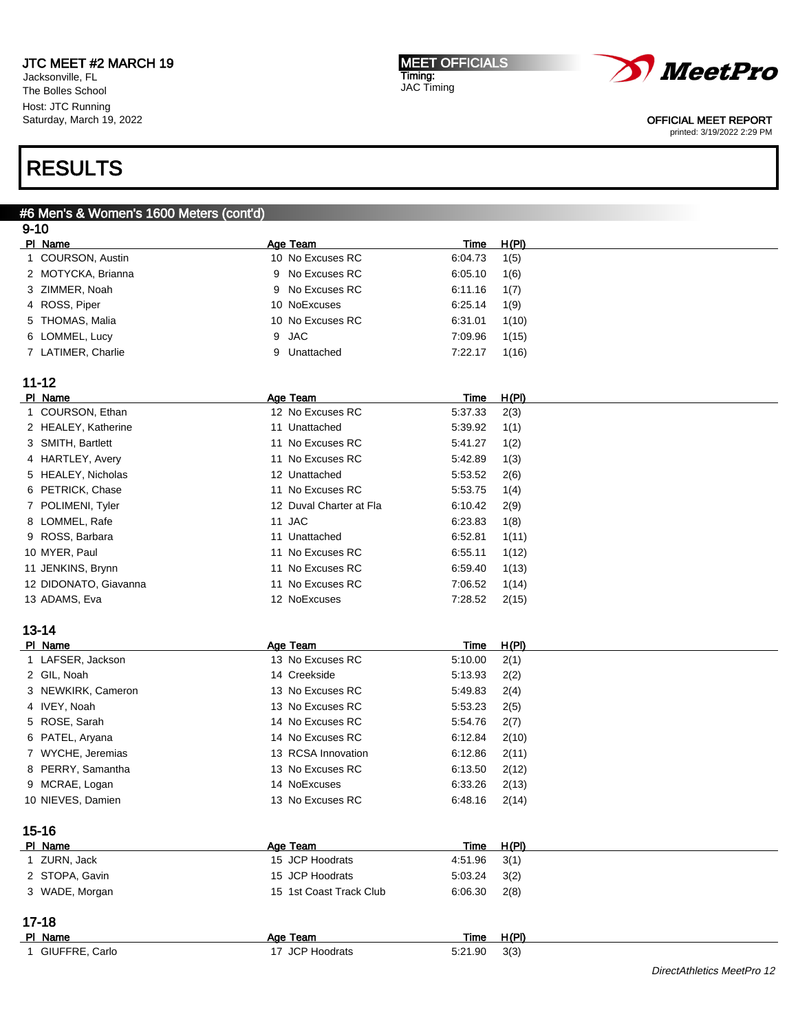JTC MEET #2 MARCH 19
Jacksonville, FL
The Bolles School
Host: JTC Running
Saturday, March 19, 2022

MEET OFFICIALS
Timing:
JAC Timing

OFFICIAL MEET REPORT
printed: 3/19/2022 2:29 PM

# RESULTS

## #6 Men's & Women's 1600 Meters (cont'd)

### 9-10

| Pl | Name | Age | Team | Time | H(Pl) |
|---|---|---|---|---|---|
| 1 | COURSON, Austin | 10 | No Excuses RC | 6:04.73 | 1(5) |
| 2 | MOTYCKA, Brianna | 9 | No Excuses RC | 6:05.10 | 1(6) |
| 3 | ZIMMER, Noah | 9 | No Excuses RC | 6:11.16 | 1(7) |
| 4 | ROSS, Piper | 10 | NoExcuses | 6:25.14 | 1(9) |
| 5 | THOMAS, Malia | 10 | No Excuses RC | 6:31.01 | 1(10) |
| 6 | LOMMEL, Lucy | 9 | JAC | 7:09.96 | 1(15) |
| 7 | LATIMER, Charlie | 9 | Unattached | 7:22.17 | 1(16) |

### 11-12

| Pl | Name | Age | Team | Time | H(Pl) |
|---|---|---|---|---|---|
| 1 | COURSON, Ethan | 12 | No Excuses RC | 5:37.33 | 2(3) |
| 2 | HEALEY, Katherine | 11 | Unattached | 5:39.92 | 1(1) |
| 3 | SMITH, Bartlett | 11 | No Excuses RC | 5:41.27 | 1(2) |
| 4 | HARTLEY, Avery | 11 | No Excuses RC | 5:42.89 | 1(3) |
| 5 | HEALEY, Nicholas | 12 | Unattached | 5:53.52 | 2(6) |
| 6 | PETRICK, Chase | 11 | No Excuses RC | 5:53.75 | 1(4) |
| 7 | POLIMENI, Tyler | 12 | Duval Charter at Fla | 6:10.42 | 2(9) |
| 8 | LOMMEL, Rafe | 11 | JAC | 6:23.83 | 1(8) |
| 9 | ROSS, Barbara | 11 | Unattached | 6:52.81 | 1(11) |
| 10 | MYER, Paul | 11 | No Excuses RC | 6:55.11 | 1(12) |
| 11 | JENKINS, Brynn | 11 | No Excuses RC | 6:59.40 | 1(13) |
| 12 | DIDONATO, Giavanna | 11 | No Excuses RC | 7:06.52 | 1(14) |
| 13 | ADAMS, Eva | 12 | NoExcuses | 7:28.52 | 2(15) |

### 13-14

| Pl | Name | Age | Team | Time | H(Pl) |
|---|---|---|---|---|---|
| 1 | LAFSER, Jackson | 13 | No Excuses RC | 5:10.00 | 2(1) |
| 2 | GIL, Noah | 14 | Creekside | 5:13.93 | 2(2) |
| 3 | NEWKIRK, Cameron | 13 | No Excuses RC | 5:49.83 | 2(4) |
| 4 | IVEY, Noah | 13 | No Excuses RC | 5:53.23 | 2(5) |
| 5 | ROSE, Sarah | 14 | No Excuses RC | 5:54.76 | 2(7) |
| 6 | PATEL, Aryana | 14 | No Excuses RC | 6:12.84 | 2(10) |
| 7 | WYCHE, Jeremias | 13 | RCSA Innovation | 6:12.86 | 2(11) |
| 8 | PERRY, Samantha | 13 | No Excuses RC | 6:13.50 | 2(12) |
| 9 | MCRAE, Logan | 14 | NoExcuses | 6:33.26 | 2(13) |
| 10 | NIEVES, Damien | 13 | No Excuses RC | 6:48.16 | 2(14) |

### 15-16

| Pl | Name | Age | Team | Time | H(Pl) |
|---|---|---|---|---|---|
| 1 | ZURN, Jack | 15 | JCP Hoodrats | 4:51.96 | 3(1) |
| 2 | STOPA, Gavin | 15 | JCP Hoodrats | 5:03.24 | 3(2) |
| 3 | WADE, Morgan | 15 | 1st Coast Track Club | 6:06.30 | 2(8) |

### 17-18

| Pl | Name | Age | Team | Time | H(Pl) |
|---|---|---|---|---|---|
| 1 | GIUFFRE, Carlo | 17 | JCP Hoodrats | 5:21.90 | 3(3) |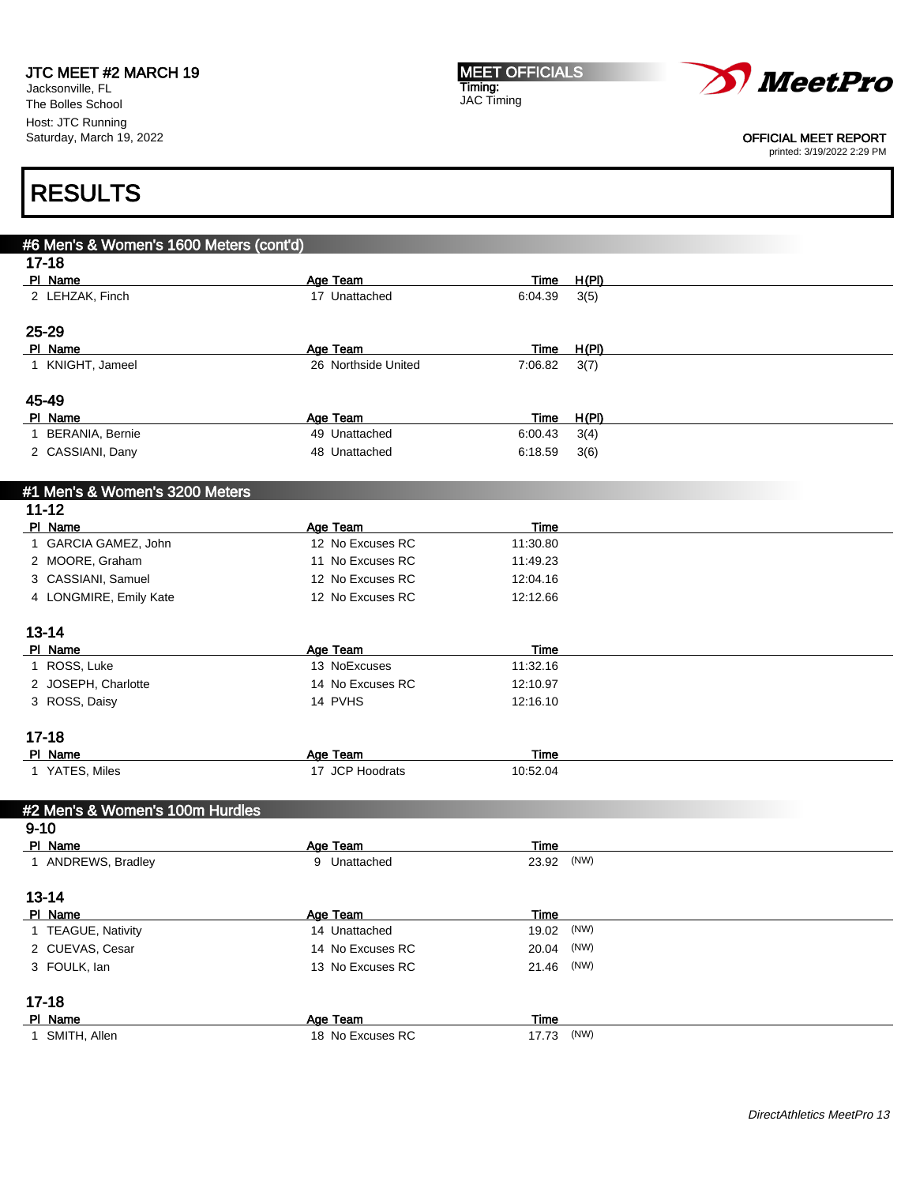## RESULTS

### #6 Men's & Women's 1600 Meters (cont'd)

#### 17-18

| Pl | Name | Age | Team | Time | H(Pl) |
|---|---|---|---|---|---|
| 2 | LEHZAK, Finch | 17 | Unattached | 6:04.39 | 3(5) |

#### 25-29

| Pl | Name | Age | Team | Time | H(Pl) |
|---|---|---|---|---|---|
| 1 | KNIGHT, Jameel | 26 | Northside United | 7:06.82 | 3(7) |

#### 45-49

| Pl | Name | Age | Team | Time | H(Pl) |
|---|---|---|---|---|---|
| 1 | BERANIA, Bernie | 49 | Unattached | 6:00.43 | 3(4) |
| 2 | CASSIANI, Dany | 48 | Unattached | 6:18.59 | 3(6) |

### #1 Men's & Women's 3200 Meters

#### 11-12

| Pl | Name | Age | Team | Time |
|---|---|---|---|---|
| 1 | GARCIA GAMEZ, John | 12 | No Excuses RC | 11:30.80 |
| 2 | MOORE, Graham | 11 | No Excuses RC | 11:49.23 |
| 3 | CASSIANI, Samuel | 12 | No Excuses RC | 12:04.16 |
| 4 | LONGMIRE, Emily Kate | 12 | No Excuses RC | 12:12.66 |

#### 13-14

| Pl | Name | Age | Team | Time |
|---|---|---|---|---|
| 1 | ROSS, Luke | 13 | NoExcuses | 11:32.16 |
| 2 | JOSEPH, Charlotte | 14 | No Excuses RC | 12:10.97 |
| 3 | ROSS, Daisy | 14 | PVHS | 12:16.10 |

#### 17-18

| Pl | Name | Age | Team | Time |
|---|---|---|---|---|
| 1 | YATES, Miles | 17 | JCP Hoodrats | 10:52.04 |

### #2 Men's & Women's 100m Hurdles

#### 9-10

| Pl | Name | Age | Team | Time | |
|---|---|---|---|---|---|
| 1 | ANDREWS, Bradley | 9 | Unattached | 23.92 | (NW) |

#### 13-14

| Pl | Name | Age | Team | Time | |
|---|---|---|---|---|---|
| 1 | TEAGUE, Nativity | 14 | Unattached | 19.02 | (NW) |
| 2 | CUEVAS, Cesar | 14 | No Excuses RC | 20.04 | (NW) |
| 3 | FOULK, Ian | 13 | No Excuses RC | 21.46 | (NW) |

#### 17-18

| Pl | Name | Age | Team | Time | |
|---|---|---|---|---|---|
| 1 | SMITH, Allen | 18 | No Excuses RC | 17.73 | (NW) |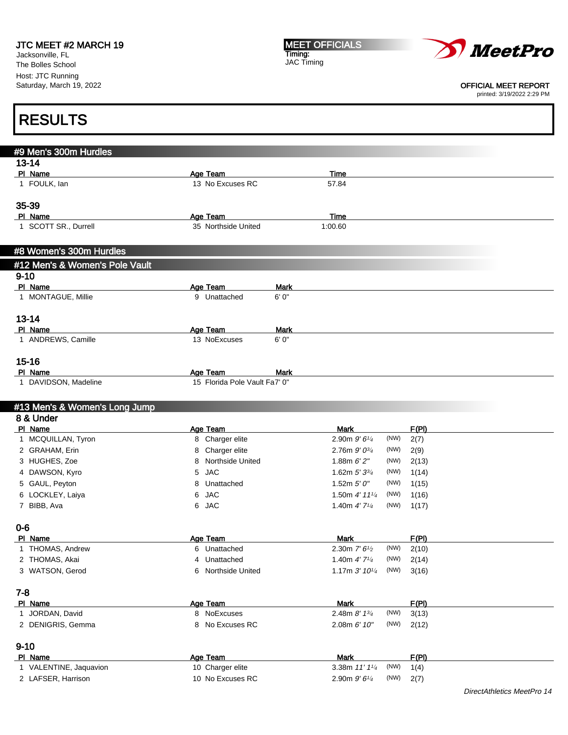JTC MEET #2 MARCH 19
Jacksonville, FL
The Bolles School
Host: JTC Running
Saturday, March 19, 2022

MEET OFFICIALS
Timing:
JAC Timing

OFFICIAL MEET REPORT
printed: 3/19/2022 2:29 PM

# RESULTS

## #9 Men's 300m Hurdles

### 13-14

| Pl | Name | Age | Team | Time |
|---|---|---|---|---|
| 1 | FOULK, Ian | 13 | No Excuses RC | 57.84 |

### 35-39

| Pl | Name | Age | Team | Time |
|---|---|---|---|---|
| 1 | SCOTT SR., Durrell | 35 | Northside United | 1:00.60 |

## #8 Women's 300m Hurdles

## #12 Men's & Women's Pole Vault

### 9-10

| Pl | Name | Age | Team | Mark |
|---|---|---|---|---|
| 1 | MONTAGUE, Millie | 9 | Unattached | 6' 0" |

### 13-14

| Pl | Name | Age | Team | Mark |
|---|---|---|---|---|
| 1 | ANDREWS, Camille | 13 | NoExcuses | 6' 0" |

### 15-16

| Pl | Name | Age | Team | Mark |
|---|---|---|---|---|
| 1 | DAVIDSON, Madeline | 15 | Florida Pole Vault Fa | 7' 0" |

## #13 Men's & Women's Long Jump

### 8 & Under

| Pl | Name | Age | Team | Mark | | F(Pl) |
|---|---|---|---|---|---|---|
| 1 | MCQUILLAN, Tyron | 8 | Charger elite | 2.90m *9' 6¼* | (NW) | 2(7) |
| 2 | GRAHAM, Erin | 8 | Charger elite | 2.76m *9' 0¾* | (NW) | 2(9) |
| 3 | HUGHES, Zoe | 8 | Northside United | 1.88m *6' 2"* | (NW) | 2(13) |
| 4 | DAWSON, Kyro | 5 | JAC | 1.62m *5' 3¾* | (NW) | 1(14) |
| 5 | GAUL, Peyton | 8 | Unattached | 1.52m *5' 0"* | (NW) | 1(15) |
| 6 | LOCKLEY, Laiya | 6 | JAC | 1.50m *4' 11¼* | (NW) | 1(16) |
| 7 | BIBB, Ava | 6 | JAC | 1.40m *4' 7¼* | (NW) | 1(17) |

### 0-6

| Pl | Name | Age | Team | Mark | | F(Pl) |
|---|---|---|---|---|---|---|
| 1 | THOMAS, Andrew | 6 | Unattached | 2.30m *7' 6½* | (NW) | 2(10) |
| 2 | THOMAS, Akai | 4 | Unattached | 1.40m *4' 7¼* | (NW) | 2(14) |
| 3 | WATSON, Gerod | 6 | Northside United | 1.17m *3' 10¼* | (NW) | 3(16) |

### 7-8

| Pl | Name | Age | Team | Mark | | F(Pl) |
|---|---|---|---|---|---|---|
| 1 | JORDAN, David | 8 | NoExcuses | 2.48m *8' 1¾* | (NW) | 3(13) |
| 2 | DENIGRIS, Gemma | 8 | No Excuses RC | 2.08m *6' 10"* | (NW) | 2(12) |

### 9-10

| Pl | Name | Age | Team | Mark | | F(Pl) |
|---|---|---|---|---|---|---|
| 1 | VALENTINE, Jaquavion | 10 | Charger elite | 3.38m *11' 1¼* | (NW) | 1(4) |
| 2 | LAFSER, Harrison | 10 | No Excuses RC | 2.90m *9' 6¼* | (NW) | 2(7) |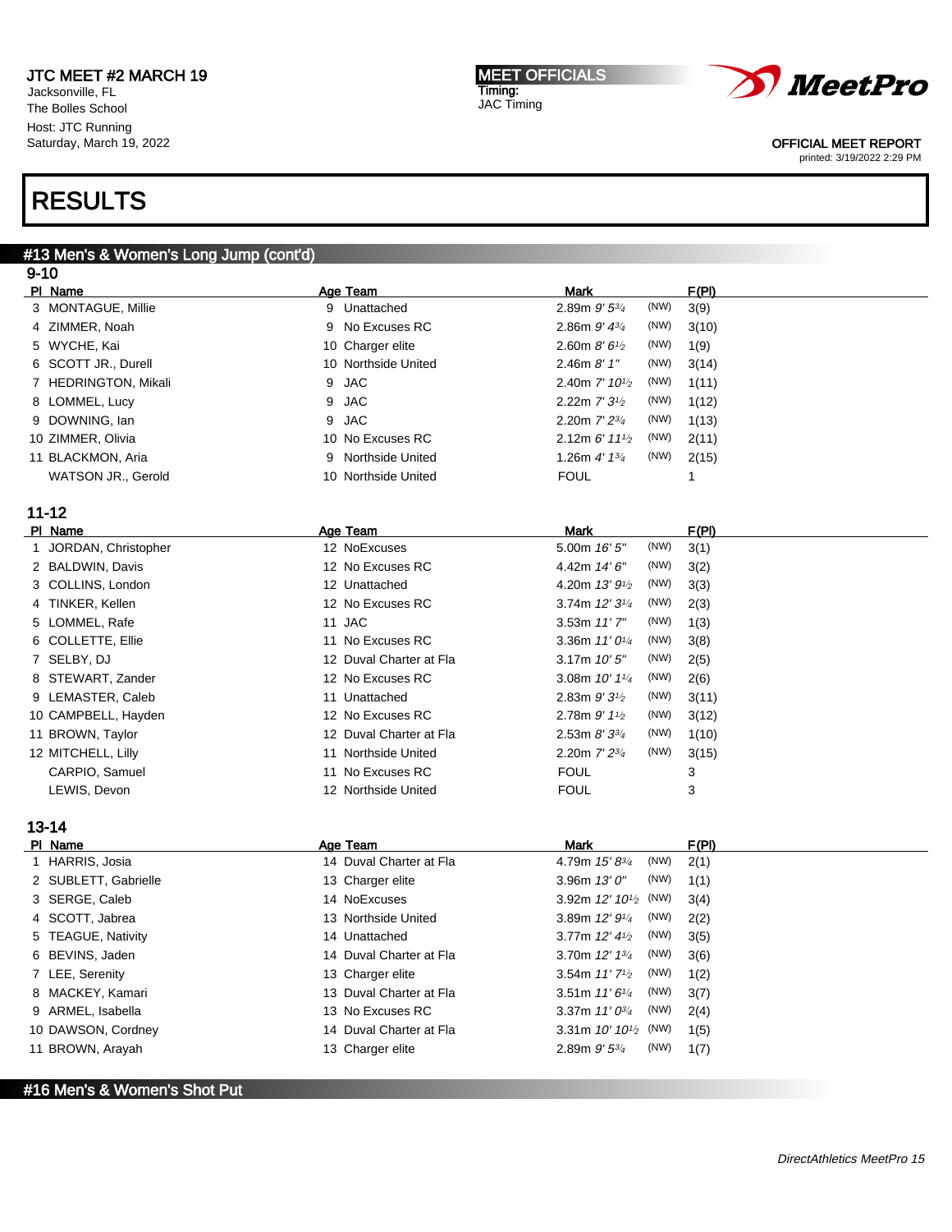JTC MEET #2 MARCH 19
Jacksonville, FL
The Bolles School
Host: JTC Running
Saturday, March 19, 2022

MEET OFFICIALS
Timing:
JAC Timing

OFFICIAL MEET REPORT
printed: 3/19/2022 2:29 PM

# RESULTS

## #13 Men's & Women's Long Jump (cont'd)

### 9-10

| Pl | Name | Age | Team | Mark | | F(Pl) |
|---|---|---|---|---|---|---|
| 3 | MONTAGUE, Millie | 9 | Unattached | 2.89m *9' 5¾* | (NW) | 3(9) |
| 4 | ZIMMER, Noah | 9 | No Excuses RC | 2.86m *9' 4¾* | (NW) | 3(10) |
| 5 | WYCHE, Kai | 10 | Charger elite | 2.60m *8' 6½* | (NW) | 1(9) |
| 6 | SCOTT JR., Durell | 10 | Northside United | 2.46m *8' 1"* | (NW) | 3(14) |
| 7 | HEDRINGTON, Mikali | 9 | JAC | 2.40m *7' 10½* | (NW) | 1(11) |
| 8 | LOMMEL, Lucy | 9 | JAC | 2.22m *7' 3½* | (NW) | 1(12) |
| 9 | DOWNING, Ian | 9 | JAC | 2.20m *7' 2¾* | (NW) | 1(13) |
| 10 | ZIMMER, Olivia | 10 | No Excuses RC | 2.12m *6' 11½* | (NW) | 2(11) |
| 11 | BLACKMON, Aria | 9 | Northside United | 1.26m *4' 1¾* | (NW) | 2(15) |
| | WATSON JR., Gerold | 10 | Northside United | FOUL | | 1 |

### 11-12

| Pl | Name | Age | Team | Mark | | F(Pl) |
|---|---|---|---|---|---|---|
| 1 | JORDAN, Christopher | 12 | NoExcuses | 5.00m *16' 5"* | (NW) | 3(1) |
| 2 | BALDWIN, Davis | 12 | No Excuses RC | 4.42m *14' 6"* | (NW) | 3(2) |
| 3 | COLLINS, London | 12 | Unattached | 4.20m *13' 9½* | (NW) | 3(3) |
| 4 | TINKER, Kellen | 12 | No Excuses RC | 3.74m *12' 3¼* | (NW) | 2(3) |
| 5 | LOMMEL, Rafe | 11 | JAC | 3.53m *11' 7"* | (NW) | 1(3) |
| 6 | COLLETTE, Ellie | 11 | No Excuses RC | 3.36m *11' 0¼* | (NW) | 3(8) |
| 7 | SELBY, DJ | 12 | Duval Charter at Fla | 3.17m *10' 5"* | (NW) | 2(5) |
| 8 | STEWART, Zander | 12 | No Excuses RC | 3.08m *10' 1¼* | (NW) | 2(6) |
| 9 | LEMASTER, Caleb | 11 | Unattached | 2.83m *9' 3½* | (NW) | 3(11) |
| 10 | CAMPBELL, Hayden | 12 | No Excuses RC | 2.78m *9' 1½* | (NW) | 3(12) |
| 11 | BROWN, Taylor | 12 | Duval Charter at Fla | 2.53m *8' 3¾* | (NW) | 1(10) |
| 12 | MITCHELL, Lilly | 11 | Northside United | 2.20m *7' 2¾* | (NW) | 3(15) |
| | CARPIO, Samuel | 11 | No Excuses RC | FOUL | | 3 |
| | LEWIS, Devon | 12 | Northside United | FOUL | | 3 |

### 13-14

| Pl | Name | Age | Team | Mark | | F(Pl) |
|---|---|---|---|---|---|---|
| 1 | HARRIS, Josia | 14 | Duval Charter at Fla | 4.79m *15' 8¾* | (NW) | 2(1) |
| 2 | SUBLETT, Gabrielle | 13 | Charger elite | 3.96m *13' 0"* | (NW) | 1(1) |
| 3 | SERGE, Caleb | 14 | NoExcuses | 3.92m *12' 10½* | (NW) | 3(4) |
| 4 | SCOTT, Jabrea | 13 | Northside United | 3.89m *12' 9¼* | (NW) | 2(2) |
| 5 | TEAGUE, Nativity | 14 | Unattached | 3.77m *12' 4½* | (NW) | 3(5) |
| 6 | BEVINS, Jaden | 14 | Duval Charter at Fla | 3.70m *12' 1¾* | (NW) | 3(6) |
| 7 | LEE, Serenity | 13 | Charger elite | 3.54m *11' 7½* | (NW) | 1(2) |
| 8 | MACKEY, Kamari | 13 | Duval Charter at Fla | 3.51m *11' 6¼* | (NW) | 3(7) |
| 9 | ARMEL, Isabella | 13 | No Excuses RC | 3.37m *11' 0¾* | (NW) | 2(4) |
| 10 | DAWSON, Cordney | 14 | Duval Charter at Fla | 3.31m *10' 10½* | (NW) | 1(5) |
| 11 | BROWN, Arayah | 13 | Charger elite | 2.89m *9' 5¾* | (NW) | 1(7) |

## #16 Men's & Women's Shot Put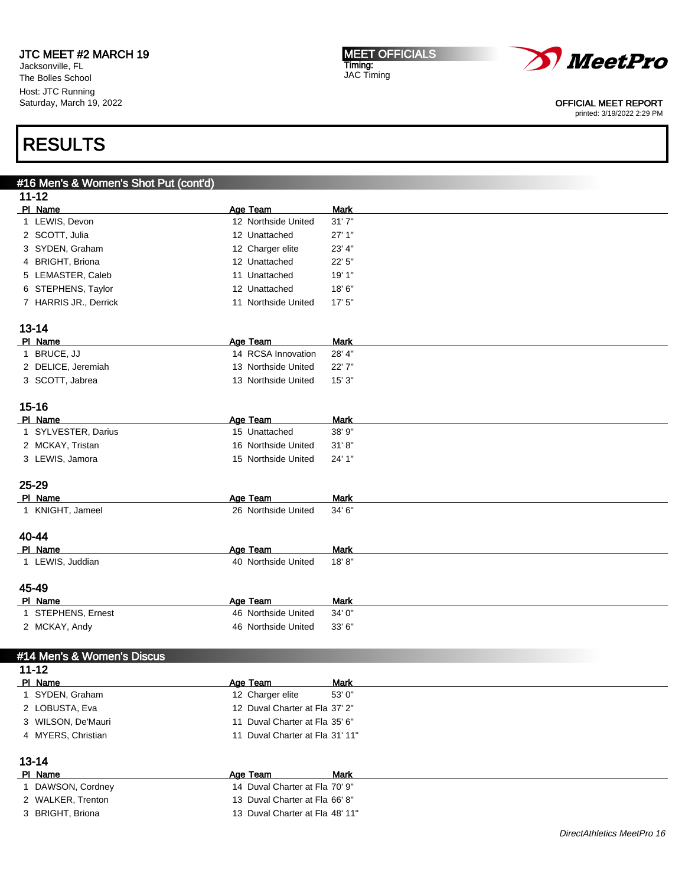JTC MEET #2 MARCH 19
Jacksonville, FL
The Bolles School
Host: JTC Running
Saturday, March 19, 2022

MEET OFFICIALS
Timing:
JAC Timing

OFFICIAL MEET REPORT
printed: 3/19/2022 2:29 PM

# RESULTS

## #16 Men's & Women's Shot Put (cont'd)

### 11-12

| Pl | Name | Age | Team | Mark |
|---|---|---|---|---|
| 1 | LEWIS, Devon | 12 | Northside United | 31' 7" |
| 2 | SCOTT, Julia | 12 | Unattached | 27' 1" |
| 3 | SYDEN, Graham | 12 | Charger elite | 23' 4" |
| 4 | BRIGHT, Briona | 12 | Unattached | 22' 5" |
| 5 | LEMASTER, Caleb | 11 | Unattached | 19' 1" |
| 6 | STEPHENS, Taylor | 12 | Unattached | 18' 6" |
| 7 | HARRIS JR., Derrick | 11 | Northside United | 17' 5" |

### 13-14

| Pl | Name | Age | Team | Mark |
|---|---|---|---|---|
| 1 | BRUCE, JJ | 14 | RCSA Innovation | 28' 4" |
| 2 | DELICE, Jeremiah | 13 | Northside United | 22' 7" |
| 3 | SCOTT, Jabrea | 13 | Northside United | 15' 3" |

### 15-16

| Pl | Name | Age | Team | Mark |
|---|---|---|---|---|
| 1 | SYLVESTER, Darius | 15 | Unattached | 38' 9" |
| 2 | MCKAY, Tristan | 16 | Northside United | 31' 8" |
| 3 | LEWIS, Jamora | 15 | Northside United | 24' 1" |

### 25-29

| Pl | Name | Age | Team | Mark |
|---|---|---|---|---|
| 1 | KNIGHT, Jameel | 26 | Northside United | 34' 6" |

### 40-44

| Pl | Name | Age | Team | Mark |
|---|---|---|---|---|
| 1 | LEWIS, Juddian | 40 | Northside United | 18' 8" |

### 45-49

| Pl | Name | Age | Team | Mark |
|---|---|---|---|---|
| 1 | STEPHENS, Ernest | 46 | Northside United | 34' 0" |
| 2 | MCKAY, Andy | 46 | Northside United | 33' 6" |

## #14 Men's & Women's Discus

### 11-12

| Pl | Name | Age | Team | Mark |
|---|---|---|---|---|
| 1 | SYDEN, Graham | 12 | Charger elite | 53' 0" |
| 2 | LOBUSTA, Eva | 12 | Duval Charter at Fla | 37' 2" |
| 3 | WILSON, De'Mauri | 11 | Duval Charter at Fla | 35' 6" |
| 4 | MYERS, Christian | 11 | Duval Charter at Fla | 31' 11" |

### 13-14

| Pl | Name | Age | Team | Mark |
|---|---|---|---|---|
| 1 | DAWSON, Cordney | 14 | Duval Charter at Fla | 70' 9" |
| 2 | WALKER, Trenton | 13 | Duval Charter at Fla | 66' 8" |
| 3 | BRIGHT, Briona | 13 | Duval Charter at Fla | 48' 11" |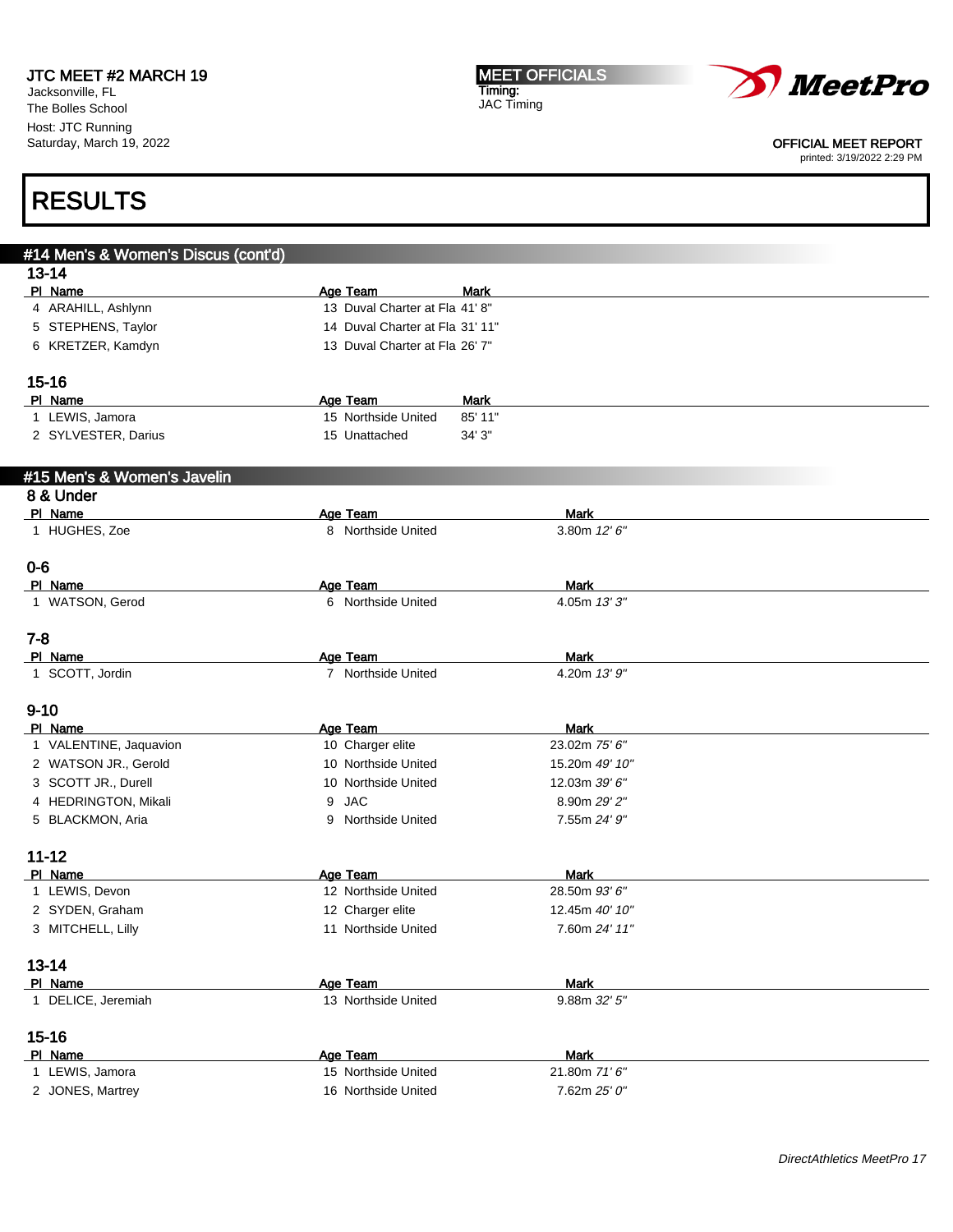## RESULTS

### #14 Men's & Women's Discus (cont'd)

#### 13-14

| Pl | Name | Age | Team | Mark |
|---|---|---|---|---|
| 4 | ARAHILL, Ashlynn | 13 | Duval Charter at Fla | 41' 8" |
| 5 | STEPHENS, Taylor | 14 | Duval Charter at Fla | 31' 11" |
| 6 | KRETZER, Kamdyn | 13 | Duval Charter at Fla | 26' 7" |

#### 15-16

| Pl | Name | Age | Team | Mark |
|---|---|---|---|---|
| 1 | LEWIS, Jamora | 15 | Northside United | 85' 11" |
| 2 | SYLVESTER, Darius | 15 | Unattached | 34' 3" |

### #15 Men's & Women's Javelin

#### 8 & Under

| Pl | Name | Age | Team | Mark |
|---|---|---|---|---|
| 1 | HUGHES, Zoe | 8 | Northside United | 3.80m *12' 6"* |

#### 0-6

| Pl | Name | Age | Team | Mark |
|---|---|---|---|---|
| 1 | WATSON, Gerod | 6 | Northside United | 4.05m *13' 3"* |

#### 7-8

| Pl | Name | Age | Team | Mark |
|---|---|---|---|---|
| 1 | SCOTT, Jordin | 7 | Northside United | 4.20m *13' 9"* |

#### 9-10

| Pl | Name | Age | Team | Mark |
|---|---|---|---|---|
| 1 | VALENTINE, Jaquavion | 10 | Charger elite | 23.02m *75' 6"* |
| 2 | WATSON JR., Gerold | 10 | Northside United | 15.20m *49' 10"* |
| 3 | SCOTT JR., Durell | 10 | Northside United | 12.03m *39' 6"* |
| 4 | HEDRINGTON, Mikali | 9 | JAC | 8.90m *29' 2"* |
| 5 | BLACKMON, Aria | 9 | Northside United | 7.55m *24' 9"* |

#### 11-12

| Pl | Name | Age | Team | Mark |
|---|---|---|---|---|
| 1 | LEWIS, Devon | 12 | Northside United | 28.50m *93' 6"* |
| 2 | SYDEN, Graham | 12 | Charger elite | 12.45m *40' 10"* |
| 3 | MITCHELL, Lilly | 11 | Northside United | 7.60m *24' 11"* |

#### 13-14

| Pl | Name | Age | Team | Mark |
|---|---|---|---|---|
| 1 | DELICE, Jeremiah | 13 | Northside United | 9.88m *32' 5"* |

#### 15-16

| Pl | Name | Age | Team | Mark |
|---|---|---|---|---|
| 1 | LEWIS, Jamora | 15 | Northside United | 21.80m *71' 6"* |
| 2 | JONES, Martrey | 16 | Northside United | 7.62m *25' 0"* |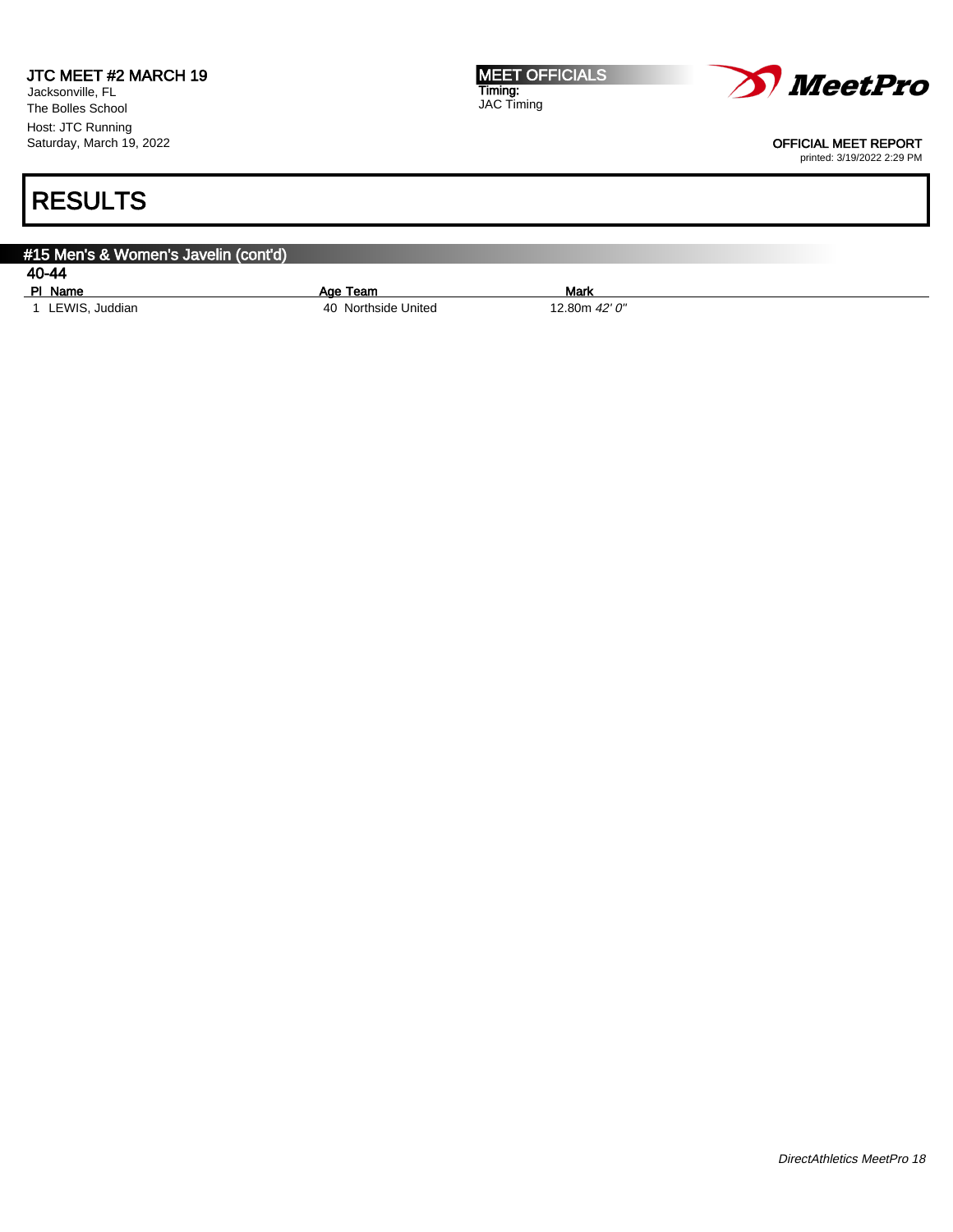## RESULTS

### #15 Men's & Women's Javelin (cont'd)

**40-44**

| Pl | Name | Age | Team | Mark |
|---|---|---|---|---|
| 1 | LEWIS, Juddian | 40 | Northside United | 12.80m *42' 0"* |